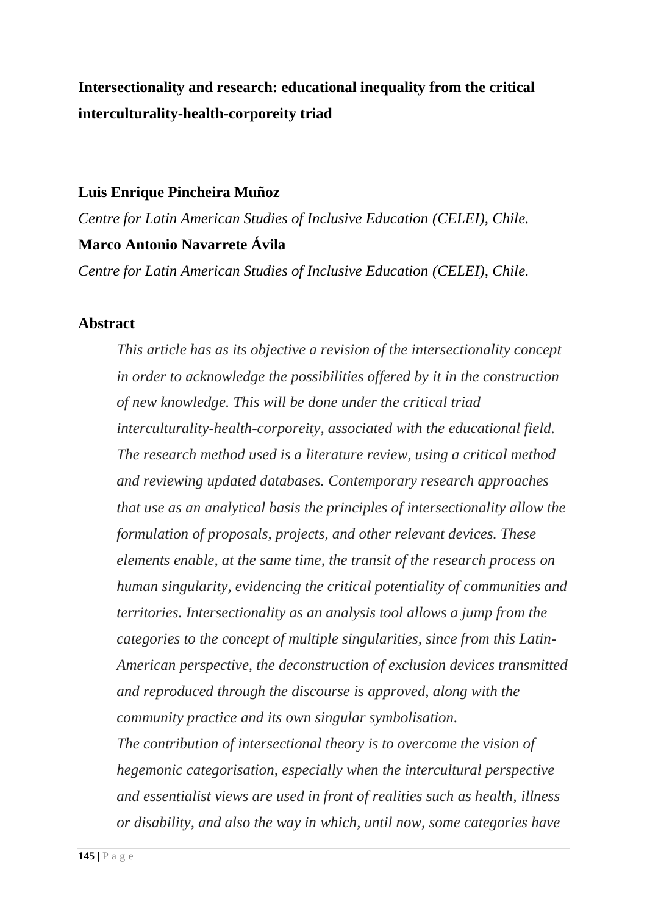# Intersectionality and research: educational inequality from the critical interculturality-health-corporeity triad

**Luis Enrique Pincheira Muñoz**

*Centre for Latin American Studies of Inclusive Education (CELEI), Chile.*

**Marco Antonio Navarrete Ávila**

*Centre for Latin American Studies of Inclusive Education (CELEI), Chile.*

## Abstract

*This article has as its objective a revision of the intersectionality concept in order to acknowledge the possibilities offered by it in the construction of new knowledge. This will be done under the critical triad interculturality-health-corporeity, associated with the educational field. The research method used is a literature review, using a critical method and reviewing updated databases. Contemporary research approaches that use as an analytical basis the principles of intersectionality allow the formulation of proposals, projects, and other relevant devices. These elements enable, at the same time, the transit of the research process on human singularity, evidencing the critical potentiality of communities and territories. Intersectionality as an analysis tool allows a jump from the categories to the concept of multiple singularities, since from this Latin-American perspective, the deconstruction of exclusion devices transmitted and reproduced through the discourse is approved, along with the community practice and its own singular symbolisation.*

*The contribution of intersectional theory is to overcome the vision of hegemonic categorisation, especially when the intercultural perspective and essentialist views are used in front of realities such as health, illness or disability, and also the way in which, until now, some categories have*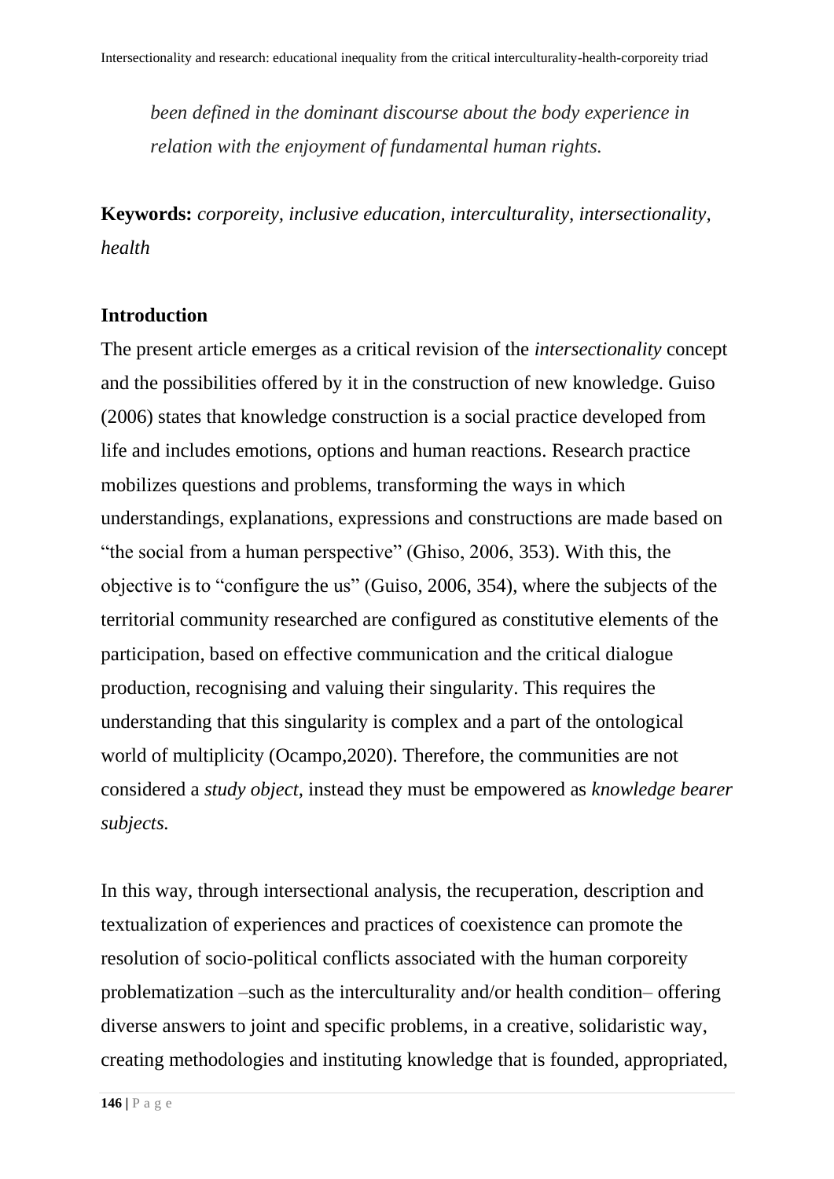*been defined in the dominant discourse about the body experience in relation with the enjoyment of fundamental human rights.*

**Keywords:** *corporeity, inclusive education, interculturality, intersectionality, health*

## Introduction

The present article emerges as a critical revision of the *intersectionality* concept and the possibilities offered by it in the construction of new knowledge. Guiso (2006) states that knowledge construction is a social practice developed from life and includes emotions, options and human reactions. Research practice mobilizes questions and problems, transforming the ways in which understandings, explanations, expressions and constructions are made based on "the social from a human perspective" (Ghiso, 2006, 353). With this, the objective is to "configure the us" (Guiso, 2006, 354), where the subjects of the territorial community researched are configured as constitutive elements of the participation, based on effective communication and the critical dialogue production, recognising and valuing their singularity. This requires the understanding that this singularity is complex and a part of the ontological world of multiplicity (Ocampo,2020). Therefore, the communities are not considered a *study object,* instead they must be empowered as *knowledge bearer subjects.*

In this way, through intersectional analysis, the recuperation, description and textualization of experiences and practices of coexistence can promote the resolution of socio-political conflicts associated with the human corporeity problematization –such as the interculturality and/or health condition– offering diverse answers to joint and specific problems, in a creative, solidaristic way, creating methodologies and instituting knowledge that is founded, appropriated,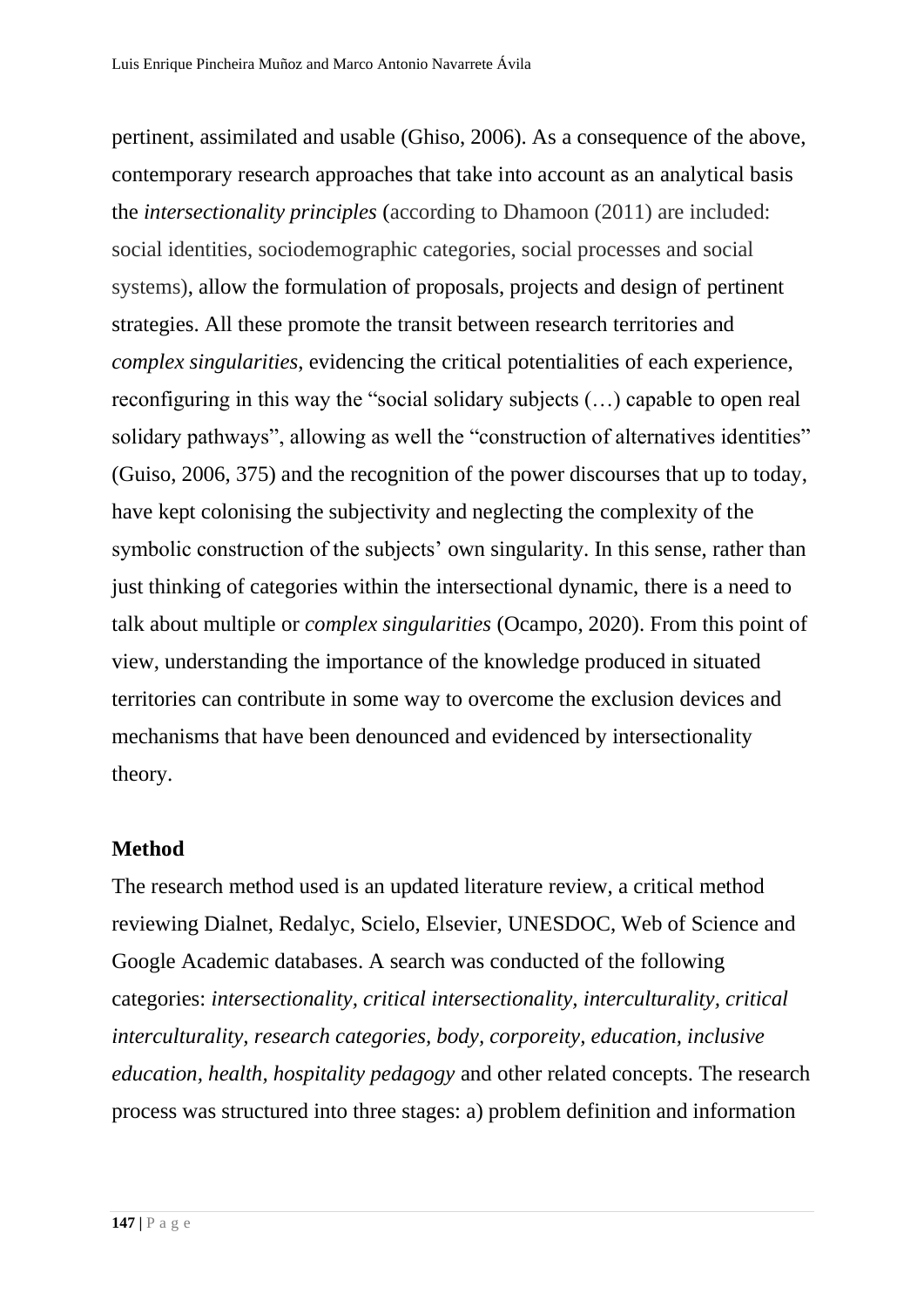pertinent, assimilated and usable (Ghiso, 2006). As a consequence of the above, contemporary research approaches that take into account as an analytical basis the *intersectionality principles* (according to Dhamoon (2011) are included: social identities, sociodemographic categories, social processes and social systems), allow the formulation of proposals, projects and design of pertinent strategies. All these promote the transit between research territories and *complex singularities*, evidencing the critical potentialities of each experience, reconfiguring in this way the "social solidary subjects (…) capable to open real solidary pathways", allowing as well the "construction of alternatives identities" (Guiso, 2006, 375) and the recognition of the power discourses that up to today, have kept colonising the subjectivity and neglecting the complexity of the symbolic construction of the subjects' own singularity. In this sense, rather than just thinking of categories within the intersectional dynamic, there is a need to talk about multiple or *complex singularities* (Ocampo, 2020). From this point of view, understanding the importance of the knowledge produced in situated territories can contribute in some way to overcome the exclusion devices and mechanisms that have been denounced and evidenced by intersectionality theory.

## Method

The research method used is an updated literature review, a critical method reviewing Dialnet, Redalyc, Scielo, Elsevier, UNESDOC, Web of Science and Google Academic databases. A search was conducted of the following categories: *intersectionality, critical intersectionality, interculturality, critical interculturality, research categories, body, corporeity, education, inclusive education, health, hospitality pedagogy* and other related concepts. The research process was structured into three stages: a) problem definition and information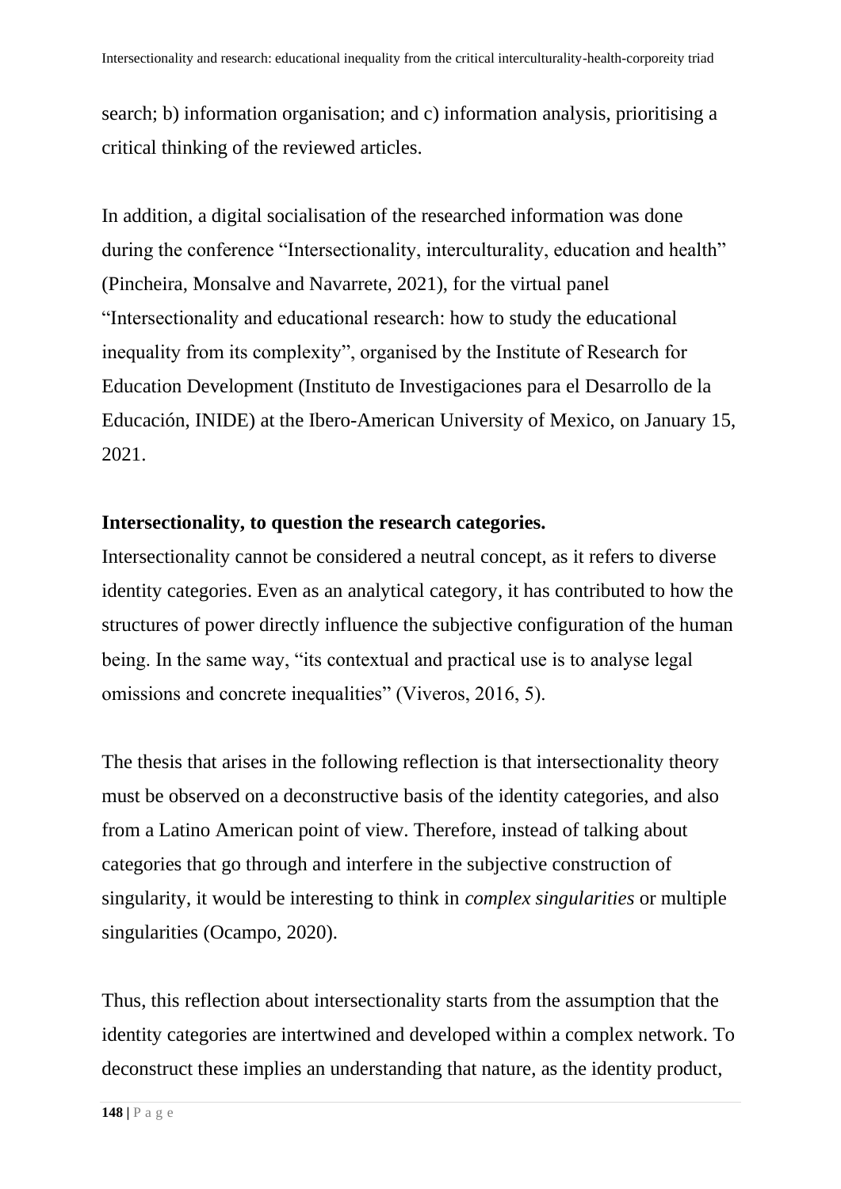search; b) information organisation; and c) information analysis, prioritising a critical thinking of the reviewed articles.

In addition, a digital socialisation of the researched information was done during the conference "Intersectionality, interculturality, education and health" (Pincheira, Monsalve and Navarrete, 2021), for the virtual panel "Intersectionality and educational research: how to study the educational inequality from its complexity", organised by the Institute of Research for Education Development (Instituto de Investigaciones para el Desarrollo de la Educación, INIDE) at the Ibero-American University of Mexico, on January 15, 2021.

## Intersectionality, to question the research categories.

Intersectionality cannot be considered a neutral concept, as it refers to diverse identity categories. Even as an analytical category, it has contributed to how the structures of power directly influence the subjective configuration of the human being. In the same way, "its contextual and practical use is to analyse legal omissions and concrete inequalities" (Viveros, 2016, 5).

The thesis that arises in the following reflection is that intersectionality theory must be observed on a deconstructive basis of the identity categories, and also from a Latino American point of view. Therefore, instead of talking about categories that go through and interfere in the subjective construction of singularity, it would be interesting to think in *complex singularities* or multiple singularities (Ocampo, 2020).

Thus, this reflection about intersectionality starts from the assumption that the identity categories are intertwined and developed within a complex network. To deconstruct these implies an understanding that nature, as the identity product,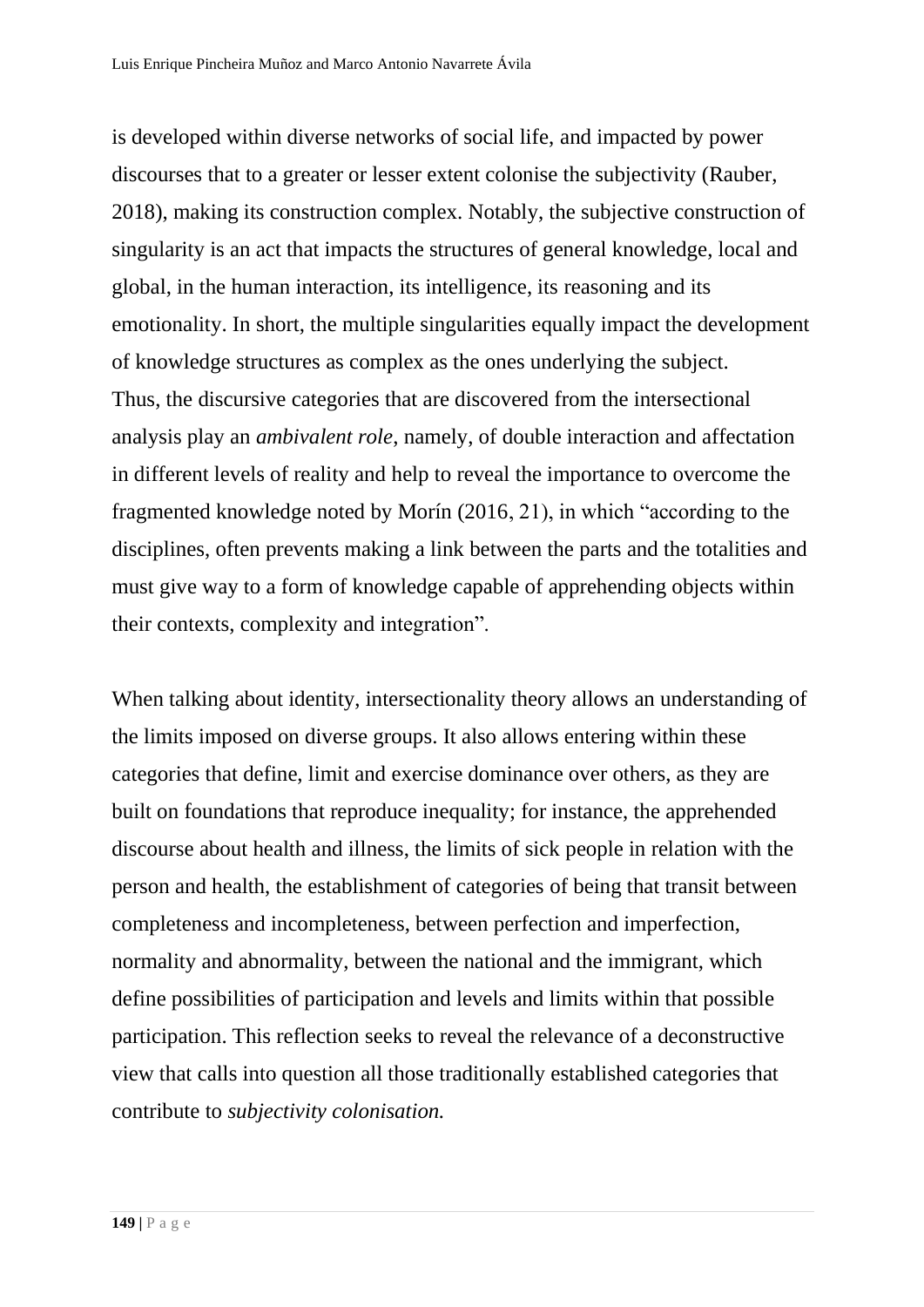is developed within diverse networks of social life, and impacted by power discourses that to a greater or lesser extent colonise the subjectivity (Rauber, 2018), making its construction complex. Notably, the subjective construction of singularity is an act that impacts the structures of general knowledge, local and global, in the human interaction, its intelligence, its reasoning and its emotionality. In short, the multiple singularities equally impact the development of knowledge structures as complex as the ones underlying the subject.
Thus, the discursive categories that are discovered from the intersectional analysis play an *ambivalent role*, namely, of double interaction and affectation in different levels of reality and help to reveal the importance to overcome the fragmented knowledge noted by Morín (2016, 21), in which "according to the disciplines, often prevents making a link between the parts and the totalities and must give way to a form of knowledge capable of apprehending objects within their contexts, complexity and integration".

When talking about identity, intersectionality theory allows an understanding of the limits imposed on diverse groups. It also allows entering within these categories that define, limit and exercise dominance over others, as they are built on foundations that reproduce inequality; for instance, the apprehended discourse about health and illness, the limits of sick people in relation with the person and health, the establishment of categories of being that transit between completeness and incompleteness, between perfection and imperfection, normality and abnormality, between the national and the immigrant, which define possibilities of participation and levels and limits within that possible participation. This reflection seeks to reveal the relevance of a deconstructive view that calls into question all those traditionally established categories that contribute to *subjectivity colonisation.*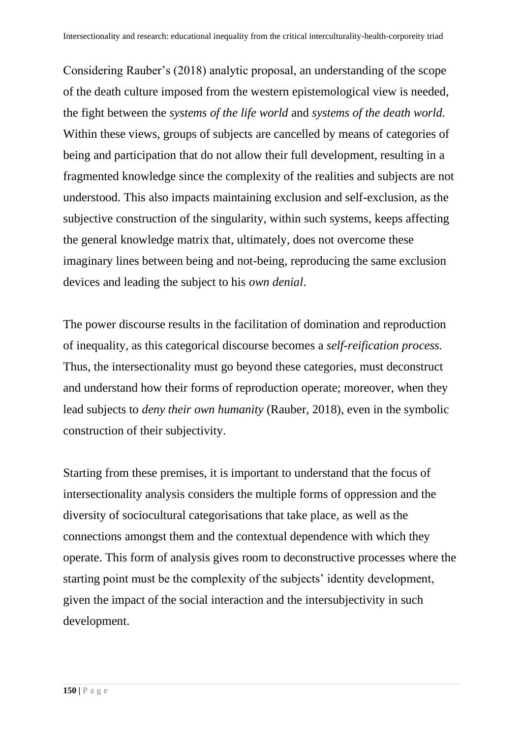Considering Rauber's (2018) analytic proposal, an understanding of the scope of the death culture imposed from the western epistemological view is needed, the fight between the *systems of the life world* and *systems of the death world.* Within these views, groups of subjects are cancelled by means of categories of being and participation that do not allow their full development, resulting in a fragmented knowledge since the complexity of the realities and subjects are not understood. This also impacts maintaining exclusion and self-exclusion, as the subjective construction of the singularity, within such systems, keeps affecting the general knowledge matrix that, ultimately, does not overcome these imaginary lines between being and not-being, reproducing the same exclusion devices and leading the subject to his *own denial*.

The power discourse results in the facilitation of domination and reproduction of inequality, as this categorical discourse becomes a *self-reification process.* Thus, the intersectionality must go beyond these categories, must deconstruct and understand how their forms of reproduction operate; moreover, when they lead subjects to *deny their own humanity* (Rauber, 2018), even in the symbolic construction of their subjectivity.

Starting from these premises, it is important to understand that the focus of intersectionality analysis considers the multiple forms of oppression and the diversity of sociocultural categorisations that take place, as well as the connections amongst them and the contextual dependence with which they operate. This form of analysis gives room to deconstructive processes where the starting point must be the complexity of the subjects' identity development, given the impact of the social interaction and the intersubjectivity in such development.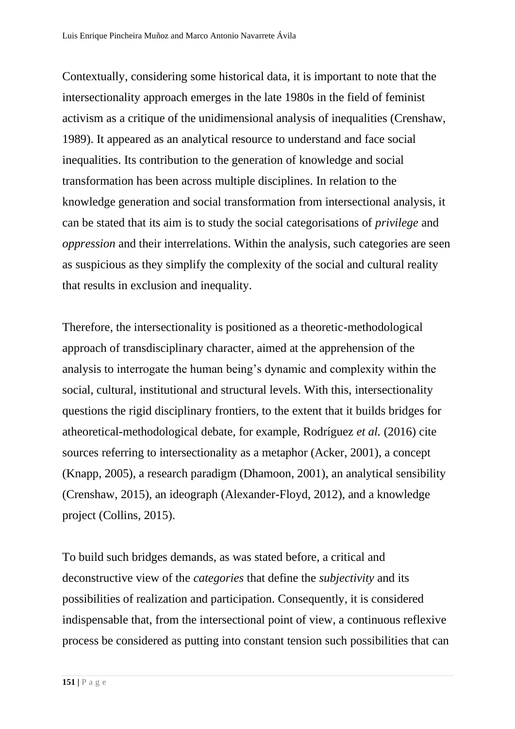Contextually, considering some historical data, it is important to note that the intersectionality approach emerges in the late 1980s in the field of feminist activism as a critique of the unidimensional analysis of inequalities (Crenshaw, 1989). It appeared as an analytical resource to understand and face social inequalities. Its contribution to the generation of knowledge and social transformation has been across multiple disciplines. In relation to the knowledge generation and social transformation from intersectional analysis, it can be stated that its aim is to study the social categorisations of *privilege* and *oppression* and their interrelations. Within the analysis, such categories are seen as suspicious as they simplify the complexity of the social and cultural reality that results in exclusion and inequality.

Therefore, the intersectionality is positioned as a theoretic-methodological approach of transdisciplinary character, aimed at the apprehension of the analysis to interrogate the human being's dynamic and complexity within the social, cultural, institutional and structural levels. With this, intersectionality questions the rigid disciplinary frontiers, to the extent that it builds bridges for atheoretical-methodological debate, for example, Rodríguez *et al.* (2016) cite sources referring to intersectionality as a metaphor (Acker, 2001), a concept (Knapp, 2005), a research paradigm (Dhamoon, 2001), an analytical sensibility (Crenshaw, 2015), an ideograph (Alexander-Floyd, 2012), and a knowledge project (Collins, 2015).

To build such bridges demands, as was stated before, a critical and deconstructive view of the *categories* that define the *subjectivity* and its possibilities of realization and participation. Consequently, it is considered indispensable that, from the intersectional point of view, a continuous reflexive process be considered as putting into constant tension such possibilities that can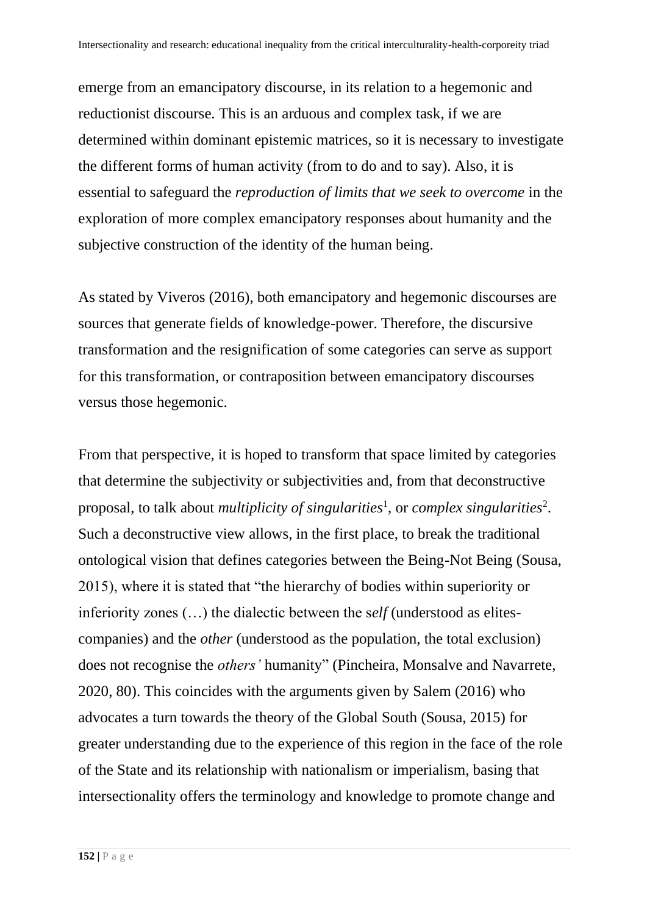emerge from an emancipatory discourse, in its relation to a hegemonic and reductionist discourse. This is an arduous and complex task, if we are determined within dominant epistemic matrices, so it is necessary to investigate the different forms of human activity (from to do and to say). Also, it is essential to safeguard the *reproduction of limits that we seek to overcome* in the exploration of more complex emancipatory responses about humanity and the subjective construction of the identity of the human being.

As stated by Viveros (2016), both emancipatory and hegemonic discourses are sources that generate fields of knowledge-power. Therefore, the discursive transformation and the resignification of some categories can serve as support for this transformation, or contraposition between emancipatory discourses versus those hegemonic.

From that perspective, it is hoped to transform that space limited by categories that determine the subjectivity or subjectivities and, from that deconstructive proposal, to talk about *multiplicity of singularities*[1], or *complex singularities*[2]. Such a deconstructive view allows, in the first place, to break the traditional ontological vision that defines categories between the Being-Not Being (Sousa, 2015), where it is stated that "the hierarchy of bodies within superiority or inferiority zones (…) the dialectic between the s*elf* (understood as elites-companies) and the *other* (understood as the population, the total exclusion) does not recognise the *others'* humanity" (Pincheira, Monsalve and Navarrete, 2020, 80). This coincides with the arguments given by Salem (2016) who advocates a turn towards the theory of the Global South (Sousa, 2015) for greater understanding due to the experience of this region in the face of the role of the State and its relationship with nationalism or imperialism, basing that intersectionality offers the terminology and knowledge to promote change and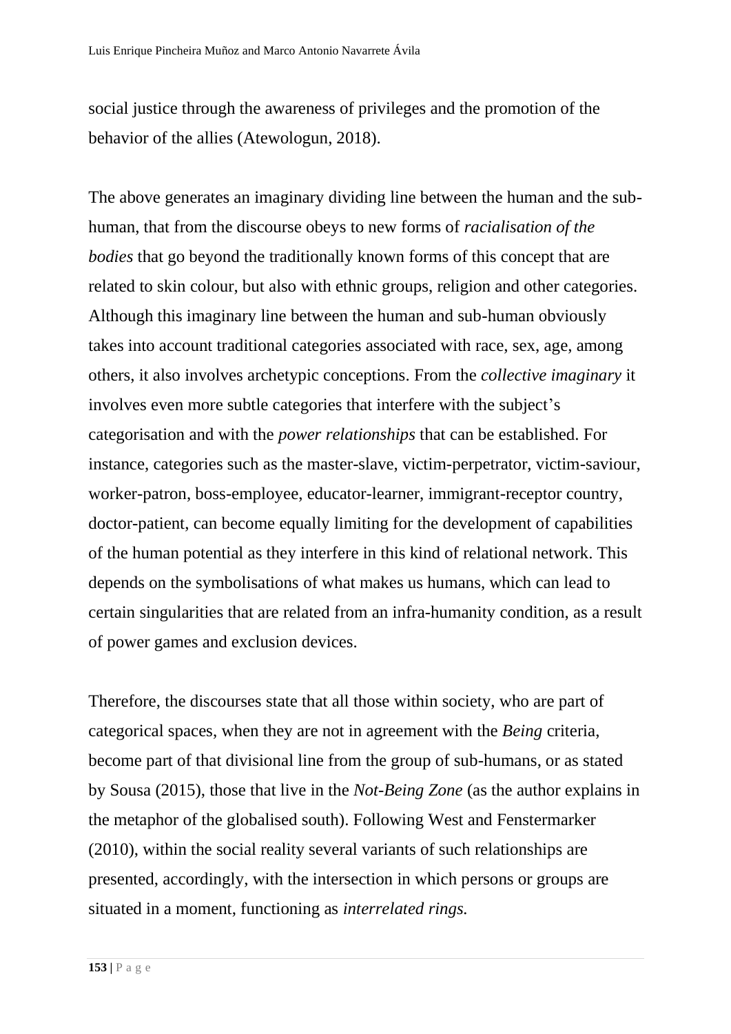social justice through the awareness of privileges and the promotion of the behavior of the allies (Atewologun, 2018).

The above generates an imaginary dividing line between the human and the sub-human, that from the discourse obeys to new forms of *racialisation of the bodies* that go beyond the traditionally known forms of this concept that are related to skin colour, but also with ethnic groups, religion and other categories. Although this imaginary line between the human and sub-human obviously takes into account traditional categories associated with race, sex, age, among others, it also involves archetypic conceptions. From the *collective imaginary* it involves even more subtle categories that interfere with the subject's categorisation and with the *power relationships* that can be established. For instance, categories such as the master-slave, victim-perpetrator, victim-saviour, worker-patron, boss-employee, educator-learner, immigrant-receptor country, doctor-patient, can become equally limiting for the development of capabilities of the human potential as they interfere in this kind of relational network. This depends on the symbolisations of what makes us humans, which can lead to certain singularities that are related from an infra-humanity condition, as a result of power games and exclusion devices.

Therefore, the discourses state that all those within society, who are part of categorical spaces, when they are not in agreement with the *Being* criteria, become part of that divisional line from the group of sub-humans, or as stated by Sousa (2015), those that live in the *Not-Being Zone* (as the author explains in the metaphor of the globalised south). Following West and Fenstermarker (2010), within the social reality several variants of such relationships are presented, accordingly, with the intersection in which persons or groups are situated in a moment, functioning as *interrelated rings.*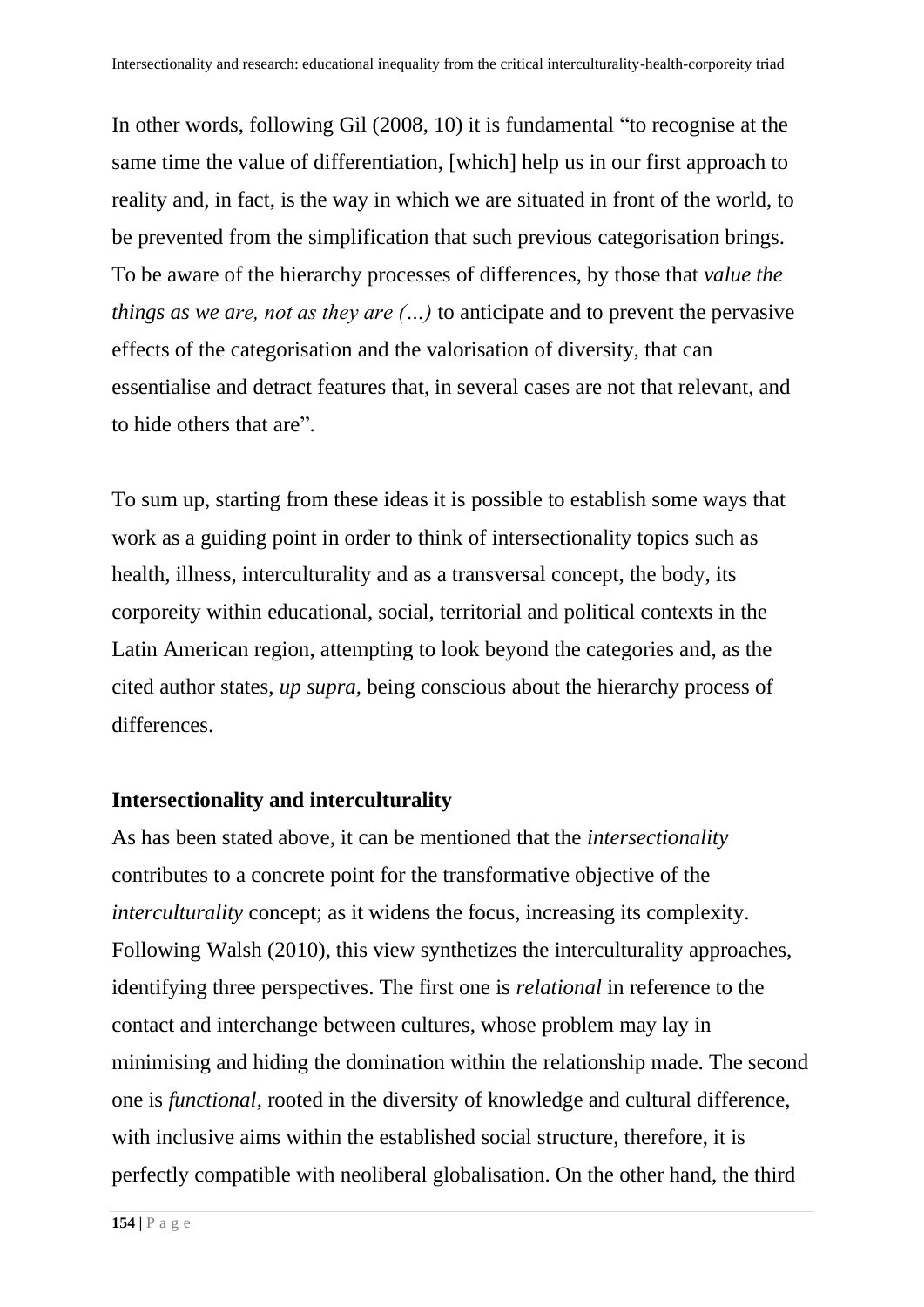In other words, following Gil (2008, 10) it is fundamental "to recognise at the same time the value of differentiation, [which] help us in our first approach to reality and, in fact, is the way in which we are situated in front of the world, to be prevented from the simplification that such previous categorisation brings. To be aware of the hierarchy processes of differences, by those that *value the things as we are, not as they are (…)* to anticipate and to prevent the pervasive effects of the categorisation and the valorisation of diversity, that can essentialise and detract features that, in several cases are not that relevant, and to hide others that are".

To sum up, starting from these ideas it is possible to establish some ways that work as a guiding point in order to think of intersectionality topics such as health, illness, interculturality and as a transversal concept, the body, its corporeity within educational, social, territorial and political contexts in the Latin American region, attempting to look beyond the categories and, as the cited author states, *up supra*, being conscious about the hierarchy process of differences.

## Intersectionality and interculturality

As has been stated above, it can be mentioned that the *intersectionality* contributes to a concrete point for the transformative objective of the *interculturality* concept; as it widens the focus, increasing its complexity. Following Walsh (2010), this view synthetizes the interculturality approaches, identifying three perspectives. The first one is *relational* in reference to the contact and interchange between cultures, whose problem may lay in minimising and hiding the domination within the relationship made. The second one is *functional*, rooted in the diversity of knowledge and cultural difference, with inclusive aims within the established social structure, therefore, it is perfectly compatible with neoliberal globalisation. On the other hand, the third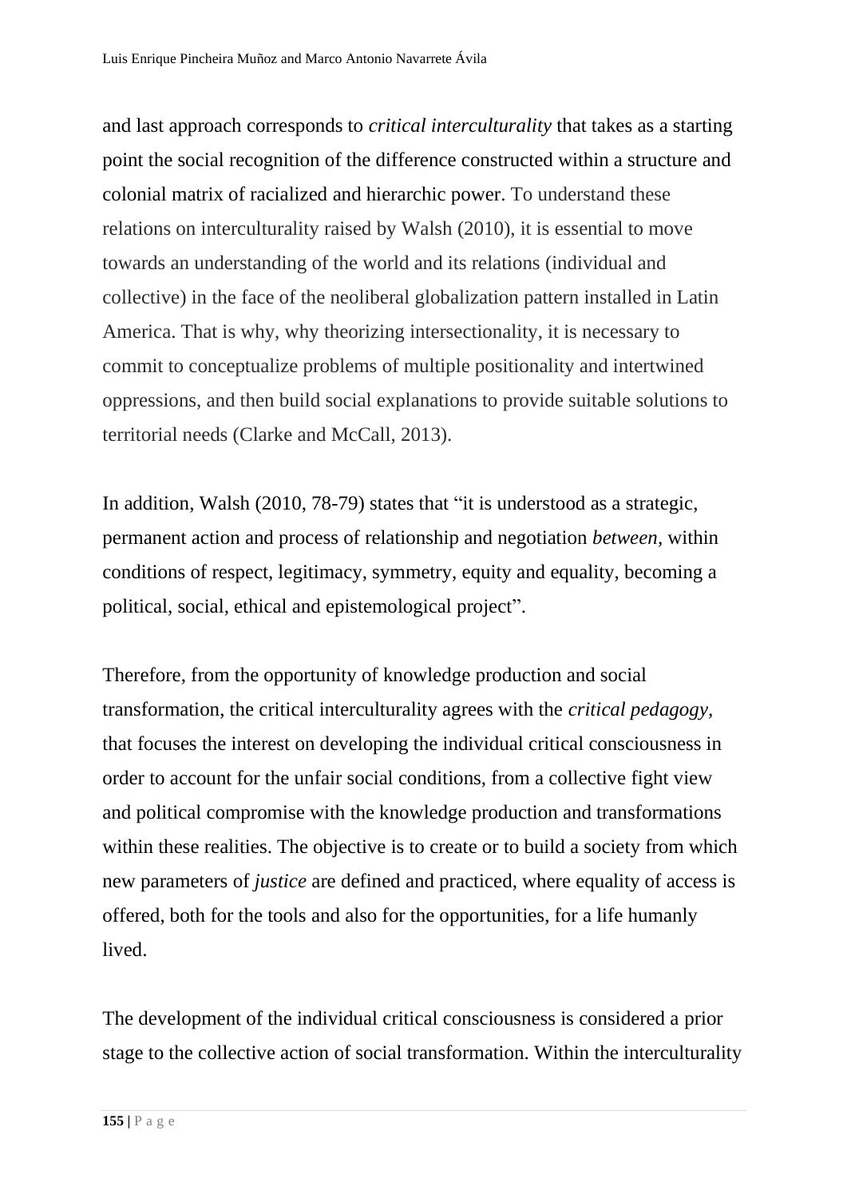and last approach corresponds to *critical interculturality* that takes as a starting point the social recognition of the difference constructed within a structure and colonial matrix of racialized and hierarchic power. To understand these relations on interculturality raised by Walsh (2010), it is essential to move towards an understanding of the world and its relations (individual and collective) in the face of the neoliberal globalization pattern installed in Latin America. That is why, why theorizing intersectionality, it is necessary to commit to conceptualize problems of multiple positionality and intertwined oppressions, and then build social explanations to provide suitable solutions to territorial needs (Clarke and McCall, 2013).

In addition, Walsh (2010, 78-79) states that "it is understood as a strategic, permanent action and process of relationship and negotiation *between*, within conditions of respect, legitimacy, symmetry, equity and equality, becoming a political, social, ethical and epistemological project".

Therefore, from the opportunity of knowledge production and social transformation, the critical interculturality agrees with the *critical pedagogy,* that focuses the interest on developing the individual critical consciousness in order to account for the unfair social conditions, from a collective fight view and political compromise with the knowledge production and transformations within these realities. The objective is to create or to build a society from which new parameters of *justice* are defined and practiced, where equality of access is offered, both for the tools and also for the opportunities, for a life humanly lived.

The development of the individual critical consciousness is considered a prior stage to the collective action of social transformation. Within the interculturality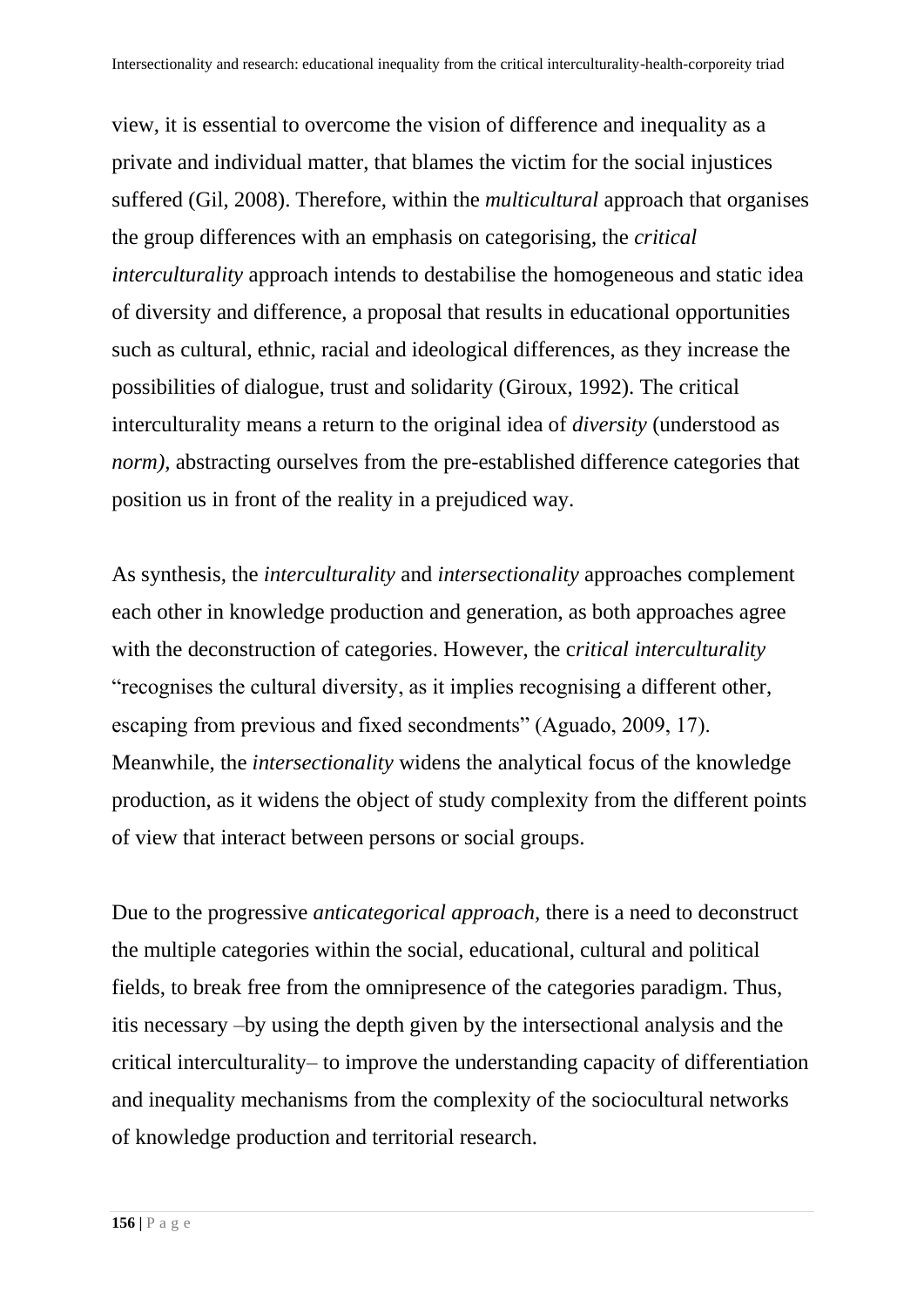view, it is essential to overcome the vision of difference and inequality as a private and individual matter, that blames the victim for the social injustices suffered (Gil, 2008). Therefore, within the *multicultural* approach that organises the group differences with an emphasis on categorising, the *critical interculturality* approach intends to destabilise the homogeneous and static idea of diversity and difference, a proposal that results in educational opportunities such as cultural, ethnic, racial and ideological differences, as they increase the possibilities of dialogue, trust and solidarity (Giroux, 1992). The critical interculturality means a return to the original idea of *diversity* (understood as *norm),* abstracting ourselves from the pre-established difference categories that position us in front of the reality in a prejudiced way.

As synthesis, the *interculturality* and *intersectionality* approaches complement each other in knowledge production and generation, as both approaches agree with the deconstruction of categories. However, the c*ritical interculturality* "recognises the cultural diversity, as it implies recognising a different other, escaping from previous and fixed secondments" (Aguado, 2009, 17). Meanwhile, the *intersectionality* widens the analytical focus of the knowledge production, as it widens the object of study complexity from the different points of view that interact between persons or social groups.

Due to the progressive *anticategorical approach,* there is a need to deconstruct the multiple categories within the social, educational, cultural and political fields, to break free from the omnipresence of the categories paradigm. Thus, itis necessary –by using the depth given by the intersectional analysis and the critical interculturality– to improve the understanding capacity of differentiation and inequality mechanisms from the complexity of the sociocultural networks of knowledge production and territorial research.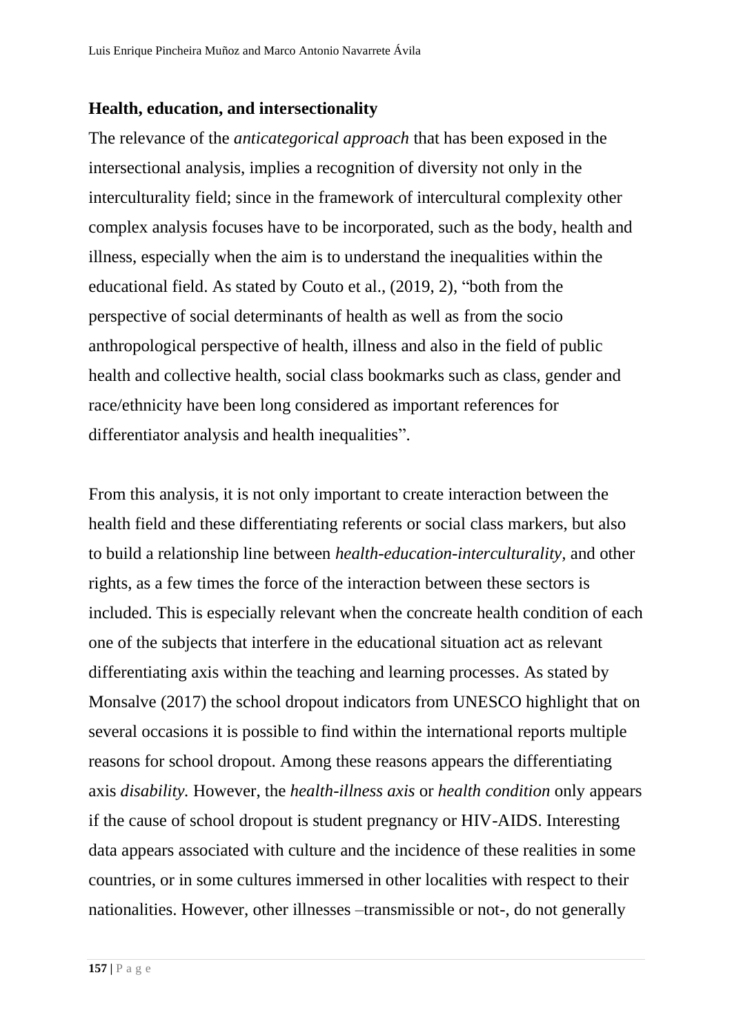## Health, education, and intersectionality

The relevance of the *anticategorical approach* that has been exposed in the intersectional analysis, implies a recognition of diversity not only in the interculturality field; since in the framework of intercultural complexity other complex analysis focuses have to be incorporated, such as the body, health and illness, especially when the aim is to understand the inequalities within the educational field. As stated by Couto et al., (2019, 2), "both from the perspective of social determinants of health as well as from the socio anthropological perspective of health, illness and also in the field of public health and collective health, social class bookmarks such as class, gender and race/ethnicity have been long considered as important references for differentiator analysis and health inequalities".

From this analysis, it is not only important to create interaction between the health field and these differentiating referents or social class markers, but also to build a relationship line between *health-education-interculturality,* and other rights, as a few times the force of the interaction between these sectors is included. This is especially relevant when the concreate health condition of each one of the subjects that interfere in the educational situation act as relevant differentiating axis within the teaching and learning processes. As stated by Monsalve (2017) the school dropout indicators from UNESCO highlight that on several occasions it is possible to find within the international reports multiple reasons for school dropout. Among these reasons appears the differentiating axis *disability.* However, the *health-illness axis* or *health condition* only appears if the cause of school dropout is student pregnancy or HIV-AIDS. Interesting data appears associated with culture and the incidence of these realities in some countries, or in some cultures immersed in other localities with respect to their nationalities. However, other illnesses –transmissible or not-, do not generally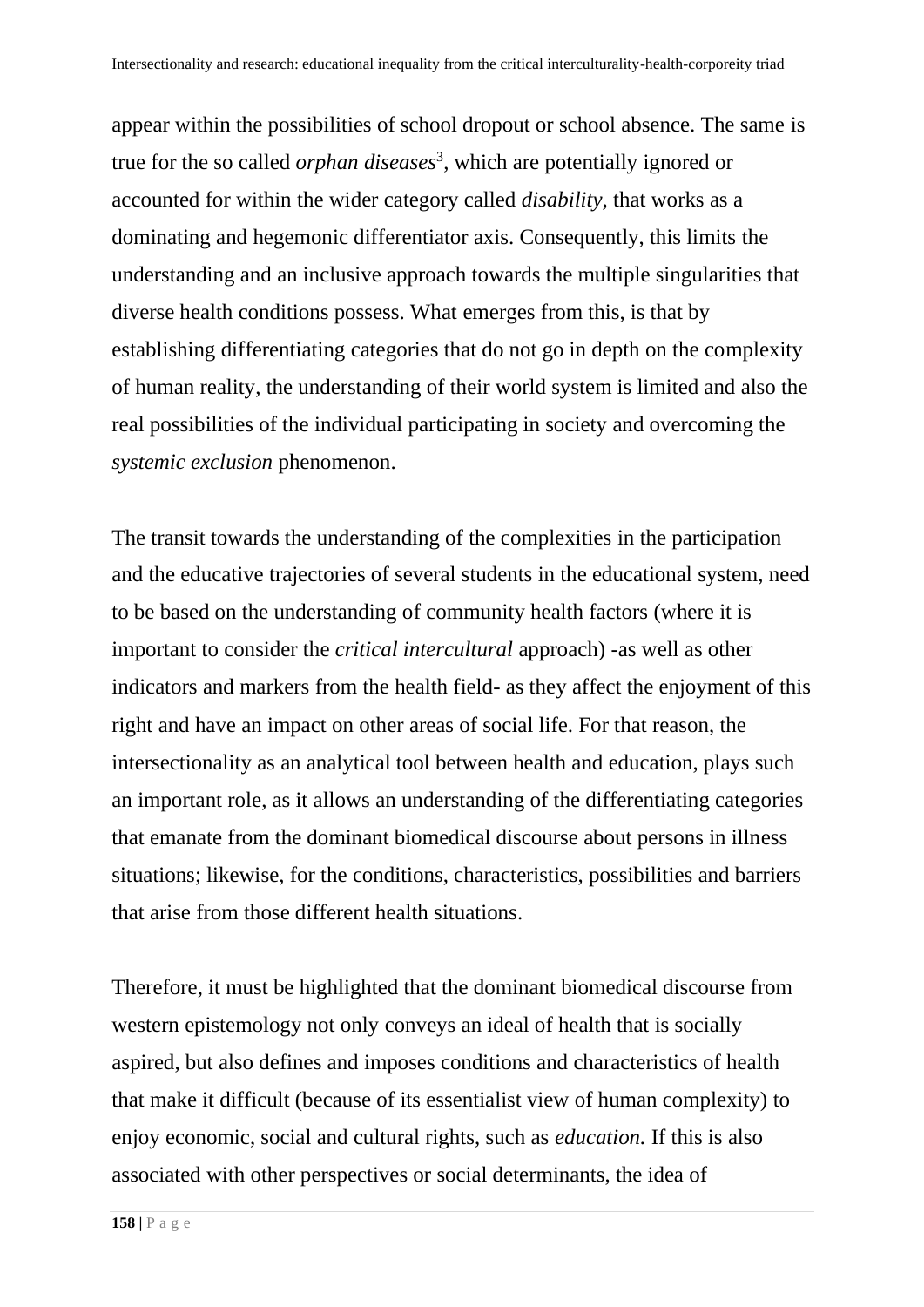appear within the possibilities of school dropout or school absence. The same is true for the so called *orphan diseases*[3], which are potentially ignored or accounted for within the wider category called *disability,* that works as a dominating and hegemonic differentiator axis. Consequently, this limits the understanding and an inclusive approach towards the multiple singularities that diverse health conditions possess. What emerges from this, is that by establishing differentiating categories that do not go in depth on the complexity of human reality, the understanding of their world system is limited and also the real possibilities of the individual participating in society and overcoming the *systemic exclusion* phenomenon.

The transit towards the understanding of the complexities in the participation and the educative trajectories of several students in the educational system, need to be based on the understanding of community health factors (where it is important to consider the *critical intercultural* approach) -as well as other indicators and markers from the health field- as they affect the enjoyment of this right and have an impact on other areas of social life. For that reason, the intersectionality as an analytical tool between health and education, plays such an important role, as it allows an understanding of the differentiating categories that emanate from the dominant biomedical discourse about persons in illness situations; likewise, for the conditions, characteristics, possibilities and barriers that arise from those different health situations.

Therefore, it must be highlighted that the dominant biomedical discourse from western epistemology not only conveys an ideal of health that is socially aspired, but also defines and imposes conditions and characteristics of health that make it difficult (because of its essentialist view of human complexity) to enjoy economic, social and cultural rights, such as *education.* If this is also associated with other perspectives or social determinants, the idea of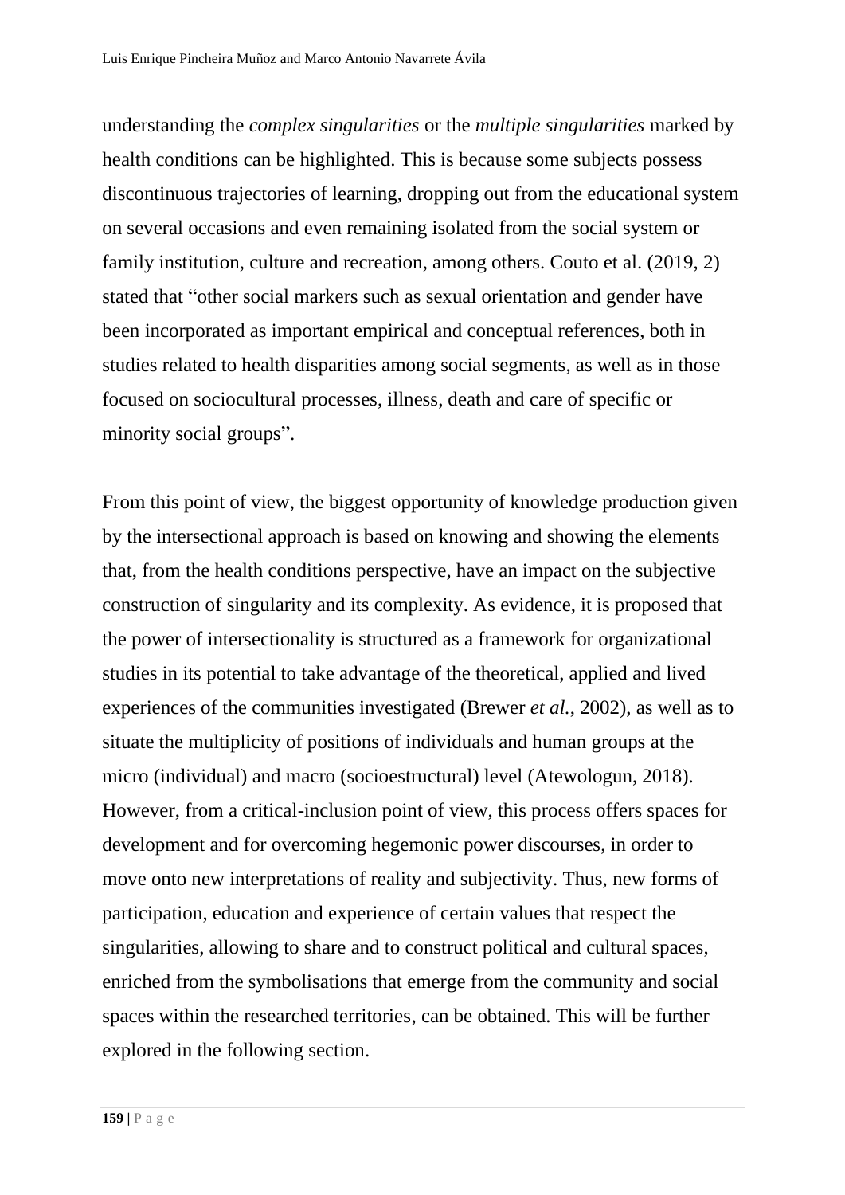understanding the *complex singularities* or the *multiple singularities* marked by health conditions can be highlighted. This is because some subjects possess discontinuous trajectories of learning, dropping out from the educational system on several occasions and even remaining isolated from the social system or family institution, culture and recreation, among others. Couto et al. (2019, 2) stated that "other social markers such as sexual orientation and gender have been incorporated as important empirical and conceptual references, both in studies related to health disparities among social segments, as well as in those focused on sociocultural processes, illness, death and care of specific or minority social groups".

From this point of view, the biggest opportunity of knowledge production given by the intersectional approach is based on knowing and showing the elements that, from the health conditions perspective, have an impact on the subjective construction of singularity and its complexity. As evidence, it is proposed that the power of intersectionality is structured as a framework for organizational studies in its potential to take advantage of the theoretical, applied and lived experiences of the communities investigated (Brewer *et al.*, 2002), as well as to situate the multiplicity of positions of individuals and human groups at the micro (individual) and macro (socioestructural) level (Atewologun, 2018). However, from a critical-inclusion point of view, this process offers spaces for development and for overcoming hegemonic power discourses, in order to move onto new interpretations of reality and subjectivity. Thus, new forms of participation, education and experience of certain values that respect the singularities, allowing to share and to construct political and cultural spaces, enriched from the symbolisations that emerge from the community and social spaces within the researched territories, can be obtained. This will be further explored in the following section.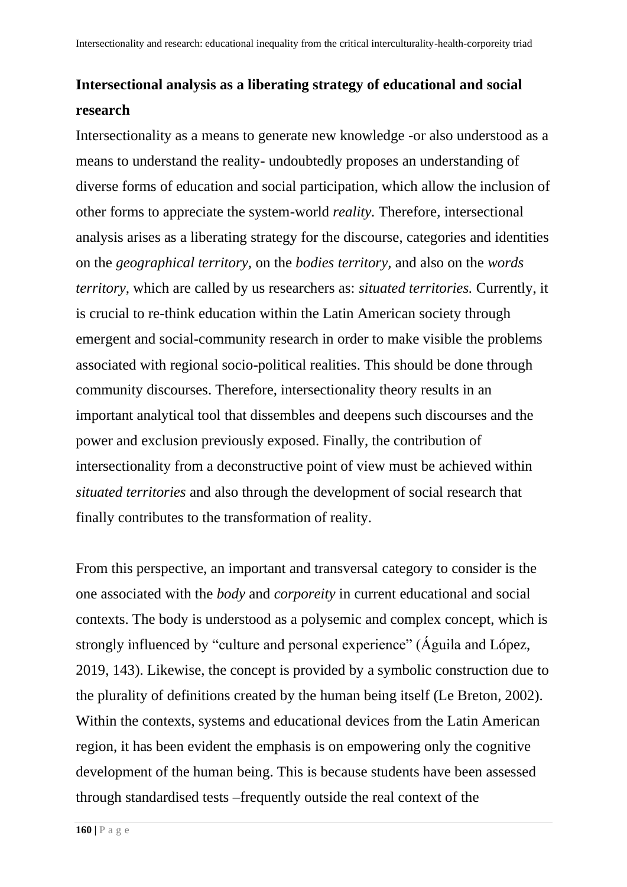## Intersectional analysis as a liberating strategy of educational and social research

Intersectionality as a means to generate new knowledge -or also understood as a means to understand the reality- undoubtedly proposes an understanding of diverse forms of education and social participation, which allow the inclusion of other forms to appreciate the system-world *reality*. Therefore, intersectional analysis arises as a liberating strategy for the discourse, categories and identities on the *geographical territory*, on the *bodies territory*, and also on the *words territory*, which are called by us researchers as: *situated territories.* Currently, it is crucial to re-think education within the Latin American society through emergent and social-community research in order to make visible the problems associated with regional socio-political realities. This should be done through community discourses. Therefore, intersectionality theory results in an important analytical tool that dissembles and deepens such discourses and the power and exclusion previously exposed. Finally, the contribution of intersectionality from a deconstructive point of view must be achieved within *situated territories* and also through the development of social research that finally contributes to the transformation of reality.

From this perspective, an important and transversal category to consider is the one associated with the *body* and *corporeity* in current educational and social contexts. The body is understood as a polysemic and complex concept, which is strongly influenced by "culture and personal experience" (Águila and López, 2019, 143). Likewise, the concept is provided by a symbolic construction due to the plurality of definitions created by the human being itself (Le Breton, 2002). Within the contexts, systems and educational devices from the Latin American region, it has been evident the emphasis is on empowering only the cognitive development of the human being. This is because students have been assessed through standardised tests –frequently outside the real context of the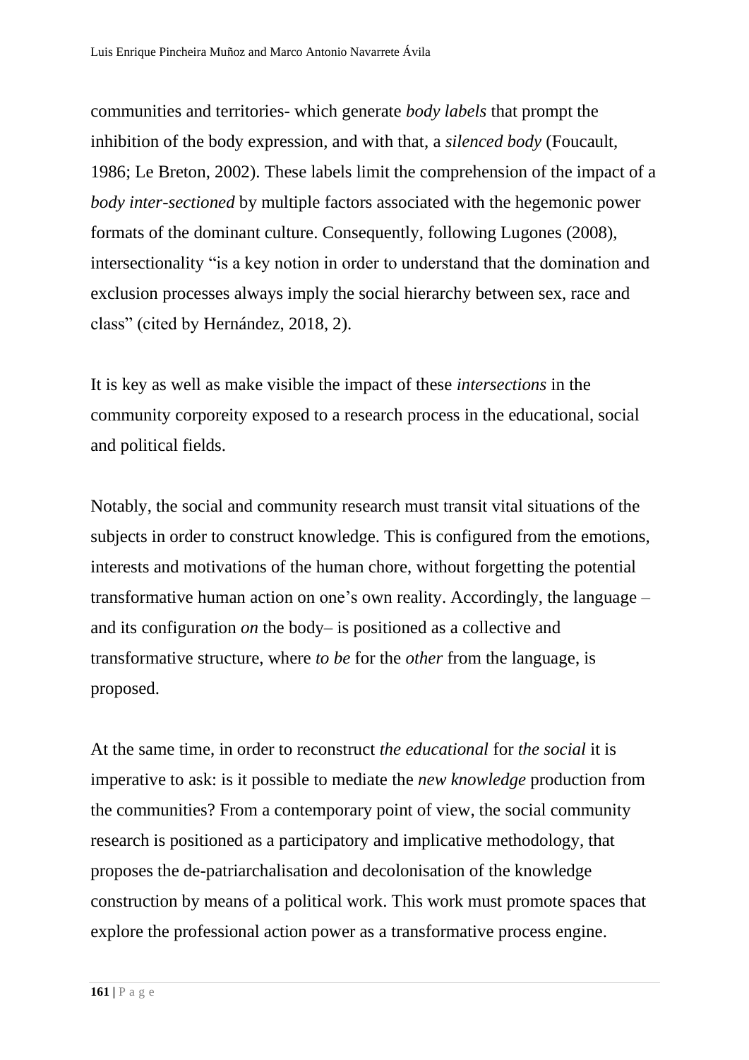communities and territories- which generate *body labels* that prompt the inhibition of the body expression, and with that, a *silenced body* (Foucault, 1986; Le Breton, 2002). These labels limit the comprehension of the impact of a *body inter-sectioned* by multiple factors associated with the hegemonic power formats of the dominant culture. Consequently, following Lugones (2008), intersectionality "is a key notion in order to understand that the domination and exclusion processes always imply the social hierarchy between sex, race and class" (cited by Hernández, 2018, 2).

It is key as well as make visible the impact of these *intersections* in the community corporeity exposed to a research process in the educational, social and political fields.

Notably, the social and community research must transit vital situations of the subjects in order to construct knowledge. This is configured from the emotions, interests and motivations of the human chore, without forgetting the potential transformative human action on one's own reality. Accordingly, the language – and its configuration *on* the body– is positioned as a collective and transformative structure, where *to be* for the *other* from the language, is proposed.

At the same time, in order to reconstruct *the educational* for *the social* it is imperative to ask: is it possible to mediate the *new knowledge* production from the communities? From a contemporary point of view, the social community research is positioned as a participatory and implicative methodology, that proposes the de-patriarchalisation and decolonisation of the knowledge construction by means of a political work. This work must promote spaces that explore the professional action power as a transformative process engine.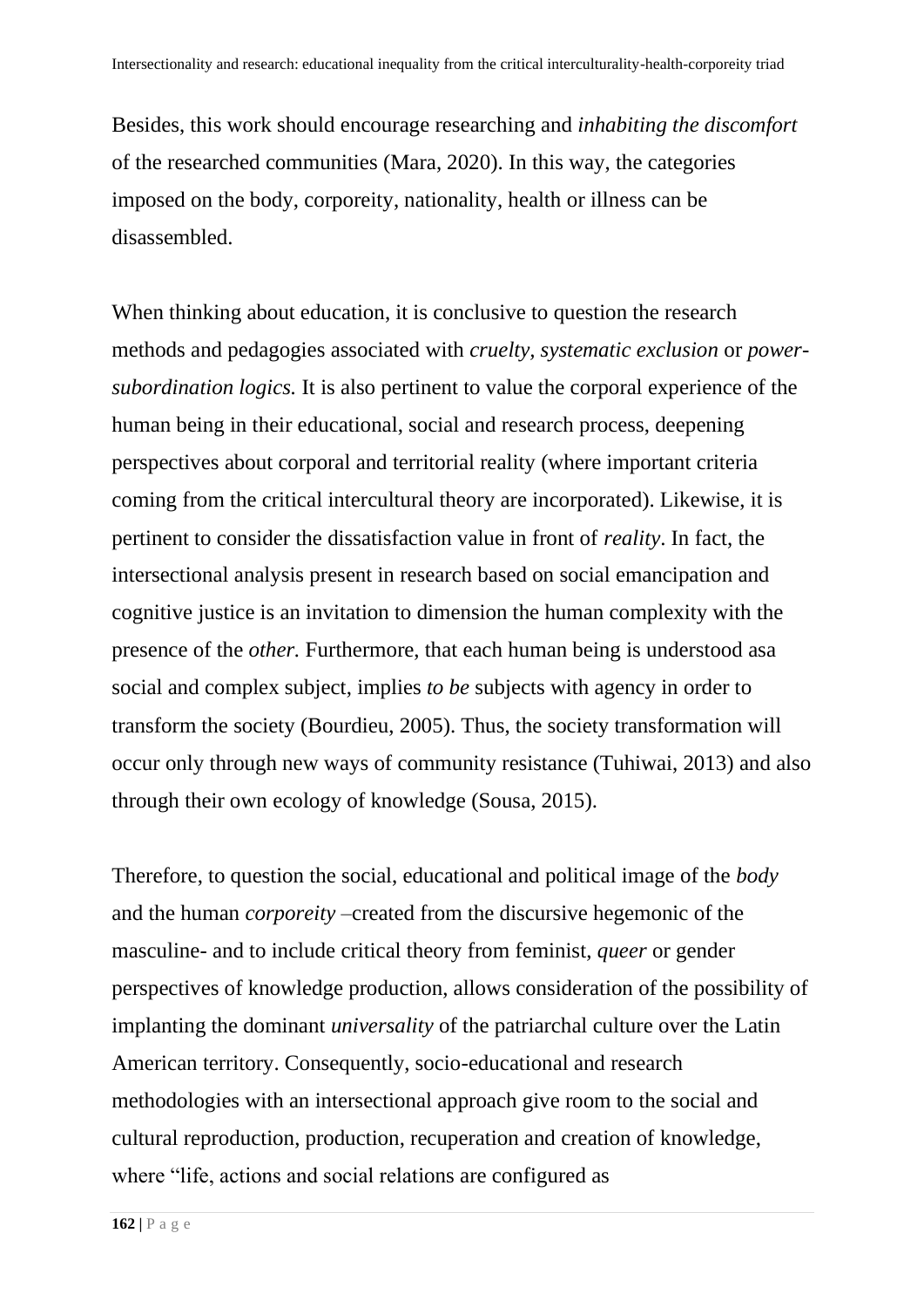Besides, this work should encourage researching and *inhabiting the discomfort* of the researched communities (Mara, 2020). In this way, the categories imposed on the body, corporeity, nationality, health or illness can be disassembled.

When thinking about education, it is conclusive to question the research methods and pedagogies associated with *cruelty, systematic exclusion* or *power-subordination logics.* It is also pertinent to value the corporal experience of the human being in their educational, social and research process, deepening perspectives about corporal and territorial reality (where important criteria coming from the critical intercultural theory are incorporated). Likewise, it is pertinent to consider the dissatisfaction value in front of *reality*. In fact, the intersectional analysis present in research based on social emancipation and cognitive justice is an invitation to dimension the human complexity with the presence of the *other.* Furthermore, that each human being is understood asa social and complex subject, implies *to be* subjects with agency in order to transform the society (Bourdieu, 2005). Thus, the society transformation will occur only through new ways of community resistance (Tuhiwai, 2013) and also through their own ecology of knowledge (Sousa, 2015).

Therefore, to question the social, educational and political image of the *body* and the human *corporeity* –created from the discursive hegemonic of the masculine- and to include critical theory from feminist, *queer* or gender perspectives of knowledge production, allows consideration of the possibility of implanting the dominant *universality* of the patriarchal culture over the Latin American territory. Consequently, socio-educational and research methodologies with an intersectional approach give room to the social and cultural reproduction, production, recuperation and creation of knowledge, where "life, actions and social relations are configured as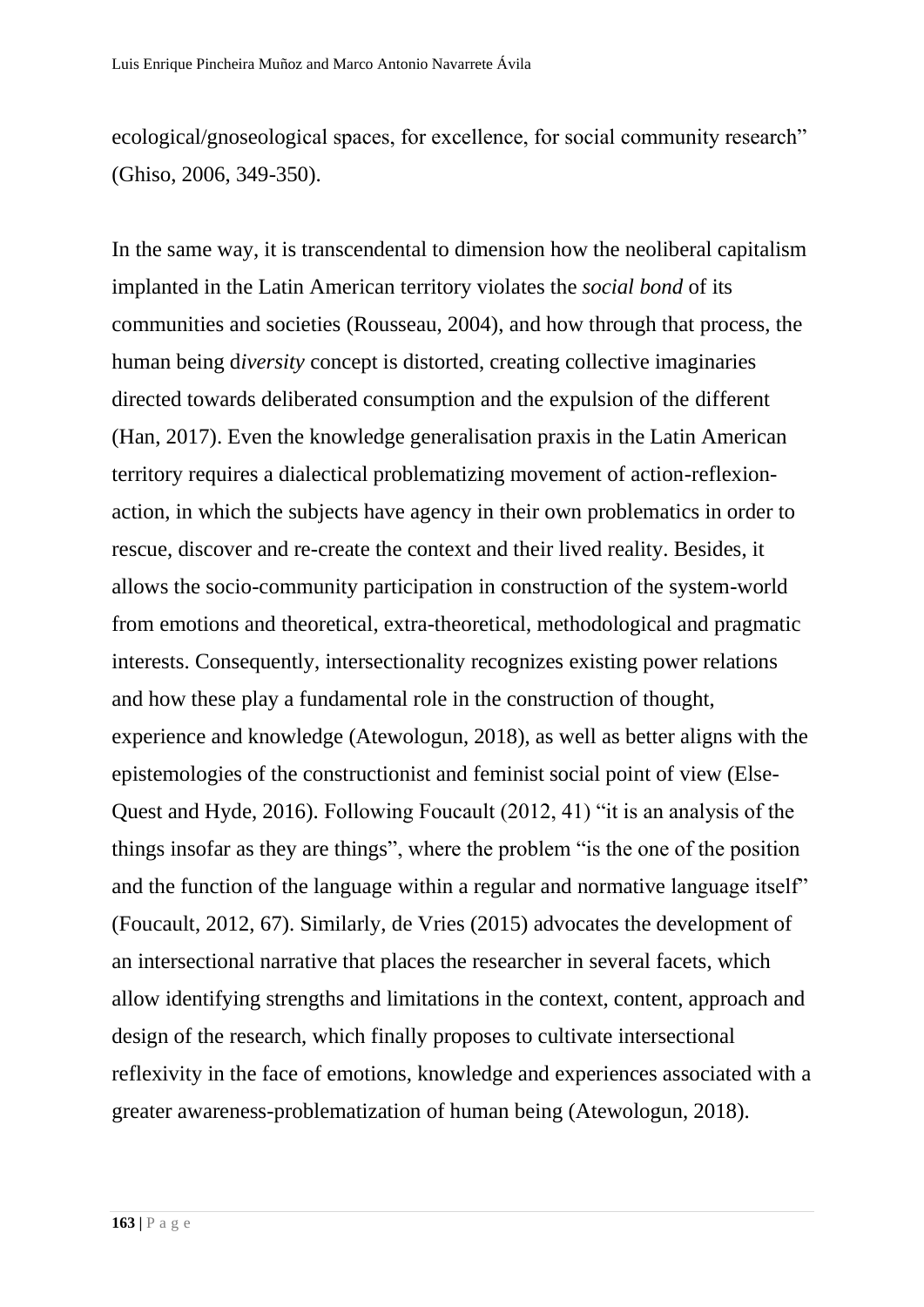ecological/gnoseological spaces, for excellence, for social community research" (Ghiso, 2006, 349-350).

In the same way, it is transcendental to dimension how the neoliberal capitalism implanted in the Latin American territory violates the *social bond* of its communities and societies (Rousseau, 2004), and how through that process, the human being d*iversity* concept is distorted, creating collective imaginaries directed towards deliberated consumption and the expulsion of the different (Han, 2017). Even the knowledge generalisation praxis in the Latin American territory requires a dialectical problematizing movement of action-reflexion-action, in which the subjects have agency in their own problematics in order to rescue, discover and re-create the context and their lived reality. Besides, it allows the socio-community participation in construction of the system-world from emotions and theoretical, extra-theoretical, methodological and pragmatic interests. Consequently, intersectionality recognizes existing power relations and how these play a fundamental role in the construction of thought, experience and knowledge (Atewologun, 2018), as well as better aligns with the epistemologies of the constructionist and feminist social point of view (Else-Quest and Hyde, 2016). Following Foucault (2012, 41) "it is an analysis of the things insofar as they are things", where the problem "is the one of the position and the function of the language within a regular and normative language itself" (Foucault, 2012, 67). Similarly, de Vries (2015) advocates the development of an intersectional narrative that places the researcher in several facets, which allow identifying strengths and limitations in the context, content, approach and design of the research, which finally proposes to cultivate intersectional reflexivity in the face of emotions, knowledge and experiences associated with a greater awareness-problematization of human being (Atewologun, 2018).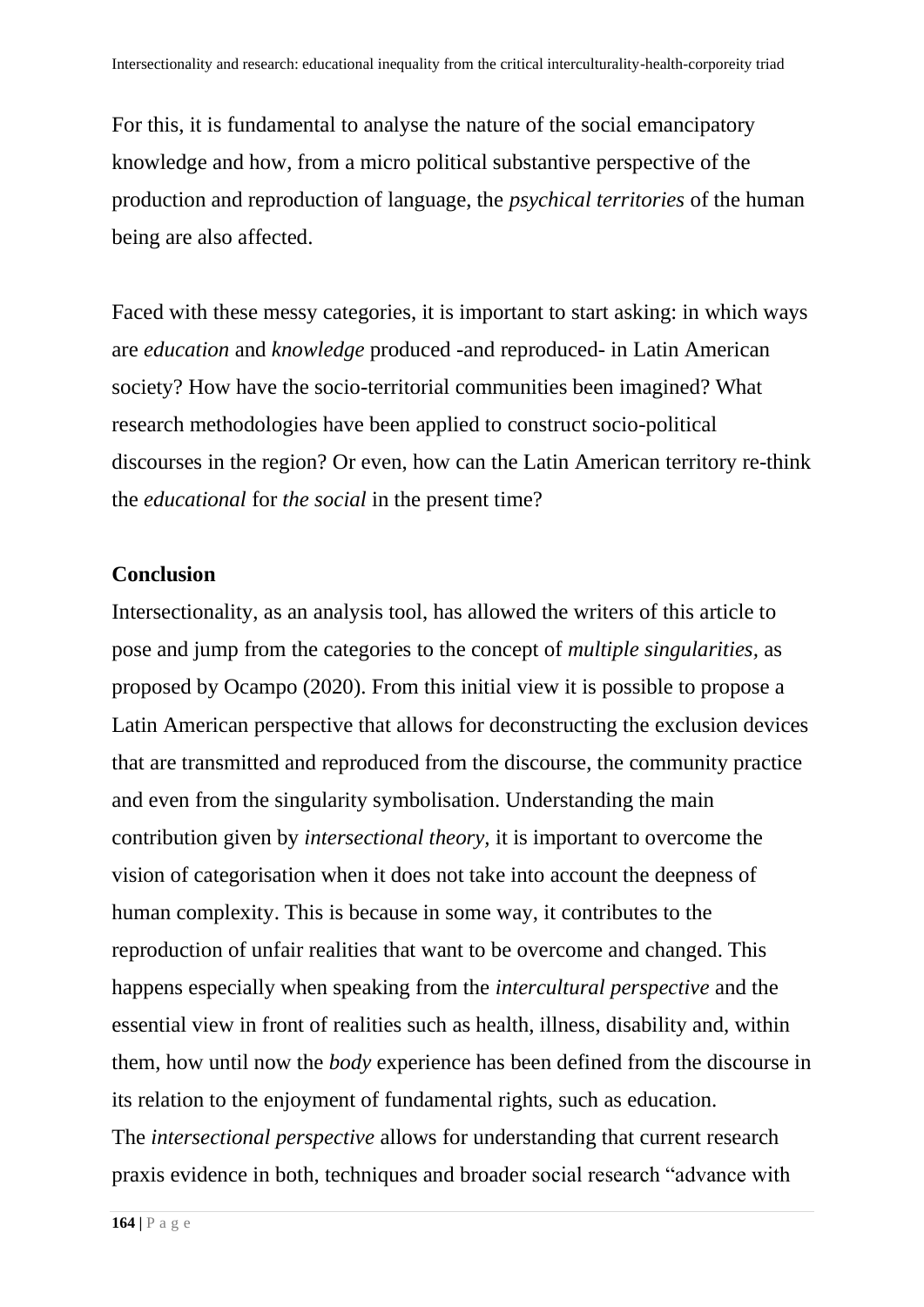For this, it is fundamental to analyse the nature of the social emancipatory knowledge and how, from a micro political substantive perspective of the production and reproduction of language, the *psychical territories* of the human being are also affected.

Faced with these messy categories, it is important to start asking: in which ways are *education* and *knowledge* produced -and reproduced- in Latin American society? How have the socio-territorial communities been imagined? What research methodologies have been applied to construct socio-political discourses in the region? Or even, how can the Latin American territory re-think the *educational* for *the social* in the present time?

## Conclusion

Intersectionality, as an analysis tool, has allowed the writers of this article to pose and jump from the categories to the concept of *multiple singularities,* as proposed by Ocampo (2020). From this initial view it is possible to propose a Latin American perspective that allows for deconstructing the exclusion devices that are transmitted and reproduced from the discourse, the community practice and even from the singularity symbolisation. Understanding the main contribution given by *intersectional theory,* it is important to overcome the vision of categorisation when it does not take into account the deepness of human complexity. This is because in some way, it contributes to the reproduction of unfair realities that want to be overcome and changed. This happens especially when speaking from the *intercultural perspective* and the essential view in front of realities such as health, illness, disability and, within them, how until now the *body* experience has been defined from the discourse in its relation to the enjoyment of fundamental rights, such as education.

The *intersectional perspective* allows for understanding that current research praxis evidence in both, techniques and broader social research "advance with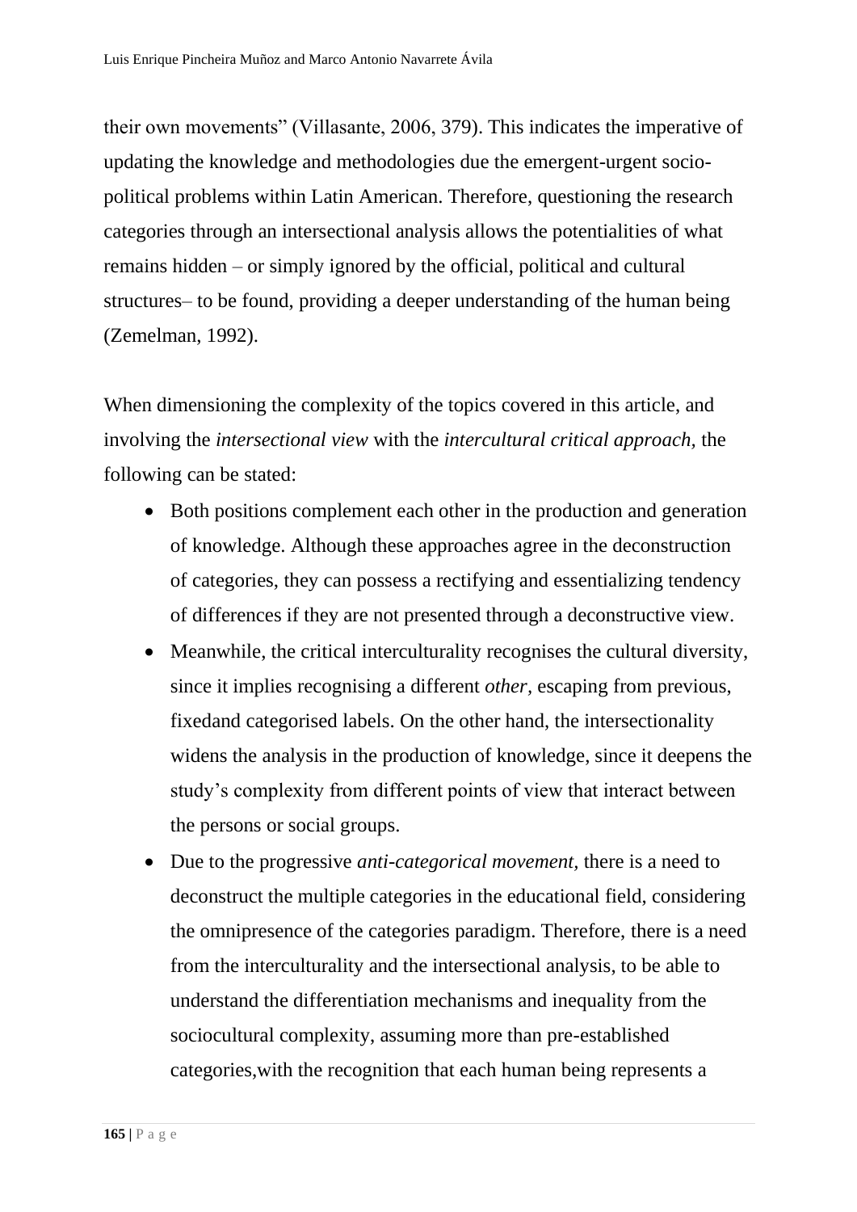their own movements" (Villasante, 2006, 379). This indicates the imperative of updating the knowledge and methodologies due the emergent-urgent socio-political problems within Latin American. Therefore, questioning the research categories through an intersectional analysis allows the potentialities of what remains hidden – or simply ignored by the official, political and cultural structures– to be found, providing a deeper understanding of the human being (Zemelman, 1992).

When dimensioning the complexity of the topics covered in this article, and involving the *intersectional view* with the *intercultural critical approach,* the following can be stated:

- Both positions complement each other in the production and generation of knowledge. Although these approaches agree in the deconstruction of categories, they can possess a rectifying and essentializing tendency of differences if they are not presented through a deconstructive view.
- Meanwhile, the critical interculturality recognises the cultural diversity, since it implies recognising a different *other,* escaping from previous, fixedand categorised labels. On the other hand, the intersectionality widens the analysis in the production of knowledge, since it deepens the study's complexity from different points of view that interact between the persons or social groups.
- Due to the progressive *anti-categorical movement,* there is a need to deconstruct the multiple categories in the educational field, considering the omnipresence of the categories paradigm. Therefore, there is a need from the interculturality and the intersectional analysis, to be able to understand the differentiation mechanisms and inequality from the sociocultural complexity, assuming more than pre-established categories,with the recognition that each human being represents a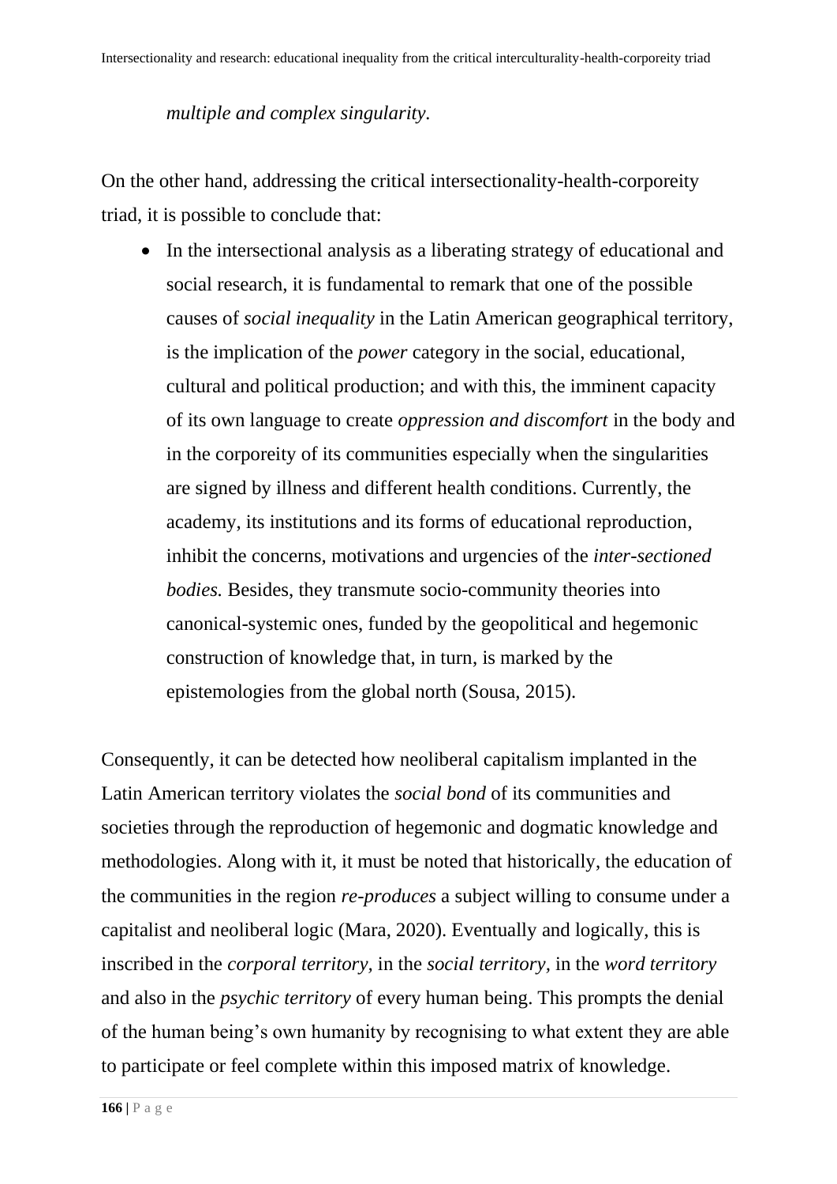*multiple and complex singularity.*

On the other hand, addressing the critical intersectionality-health-corporeity triad, it is possible to conclude that:

- In the intersectional analysis as a liberating strategy of educational and social research, it is fundamental to remark that one of the possible causes of *social inequality* in the Latin American geographical territory, is the implication of the *power* category in the social, educational, cultural and political production; and with this, the imminent capacity of its own language to create *oppression and discomfort* in the body and in the corporeity of its communities especially when the singularities are signed by illness and different health conditions. Currently, the academy, its institutions and its forms of educational reproduction, inhibit the concerns, motivations and urgencies of the *inter-sectioned bodies.* Besides, they transmute socio-community theories into canonical-systemic ones, funded by the geopolitical and hegemonic construction of knowledge that, in turn, is marked by the epistemologies from the global north (Sousa, 2015).

Consequently, it can be detected how neoliberal capitalism implanted in the Latin American territory violates the *social bond* of its communities and societies through the reproduction of hegemonic and dogmatic knowledge and methodologies. Along with it, it must be noted that historically, the education of the communities in the region *re-produces* a subject willing to consume under a capitalist and neoliberal logic (Mara, 2020). Eventually and logically, this is inscribed in the *corporal territory,* in the *social territory,* in the *word territory* and also in the *psychic territory* of every human being. This prompts the denial of the human being's own humanity by recognising to what extent they are able to participate or feel complete within this imposed matrix of knowledge.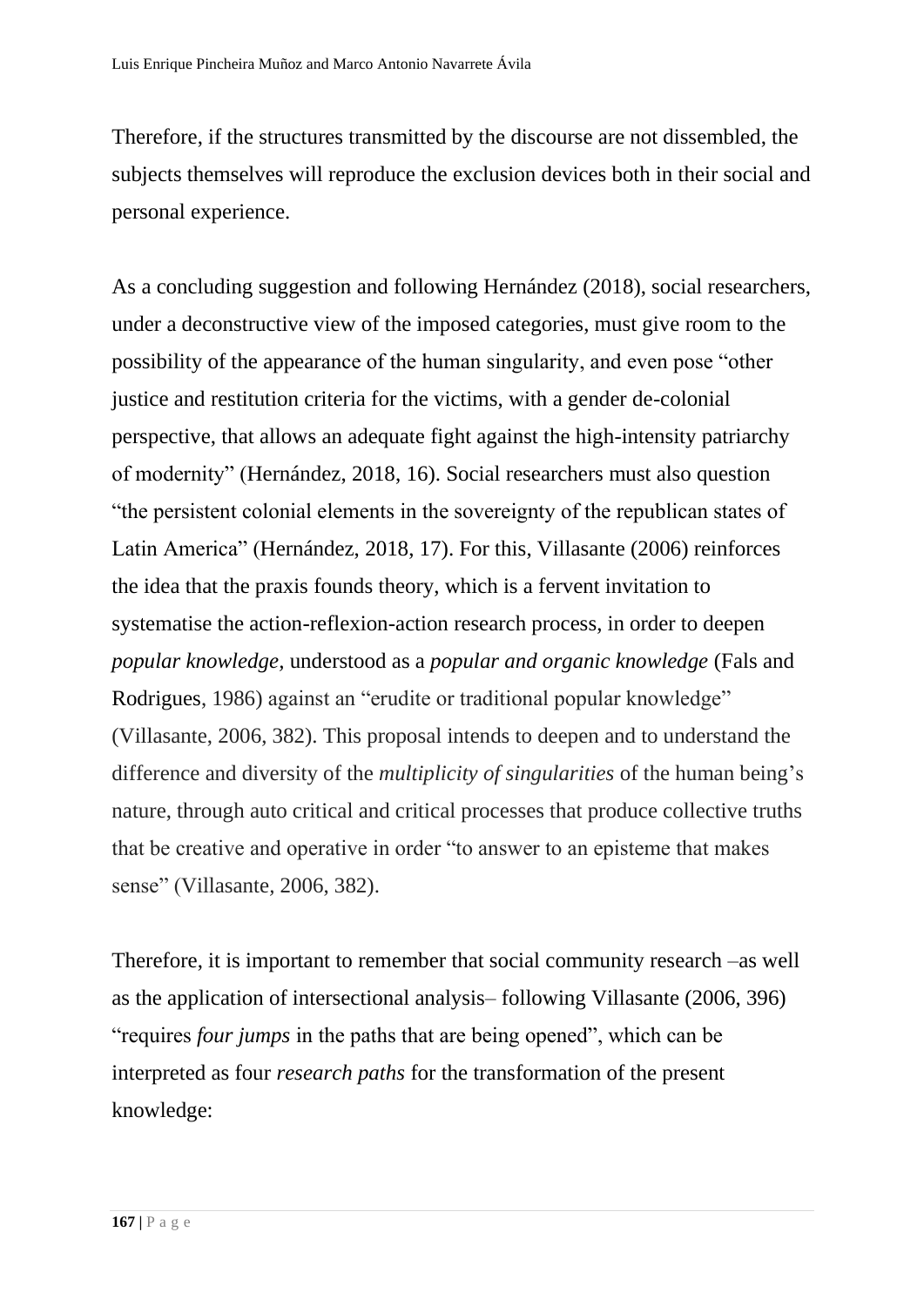Therefore, if the structures transmitted by the discourse are not dissembled, the subjects themselves will reproduce the exclusion devices both in their social and personal experience.

As a concluding suggestion and following Hernández (2018), social researchers, under a deconstructive view of the imposed categories, must give room to the possibility of the appearance of the human singularity, and even pose "other justice and restitution criteria for the victims, with a gender de-colonial perspective, that allows an adequate fight against the high-intensity patriarchy of modernity" (Hernández, 2018, 16). Social researchers must also question "the persistent colonial elements in the sovereignty of the republican states of Latin America" (Hernández, 2018, 17). For this, Villasante (2006) reinforces the idea that the praxis founds theory, which is a fervent invitation to systematise the action-reflexion-action research process, in order to deepen *popular knowledge*, understood as a *popular and organic knowledge* (Fals and Rodrigues, 1986) against an "erudite or traditional popular knowledge" (Villasante, 2006, 382). This proposal intends to deepen and to understand the difference and diversity of the *multiplicity of singularities* of the human being's nature, through auto critical and critical processes that produce collective truths that be creative and operative in order "to answer to an episteme that makes sense" (Villasante, 2006, 382).

Therefore, it is important to remember that social community research –as well as the application of intersectional analysis– following Villasante (2006, 396) "requires *four jumps* in the paths that are being opened", which can be interpreted as four *research paths* for the transformation of the present knowledge: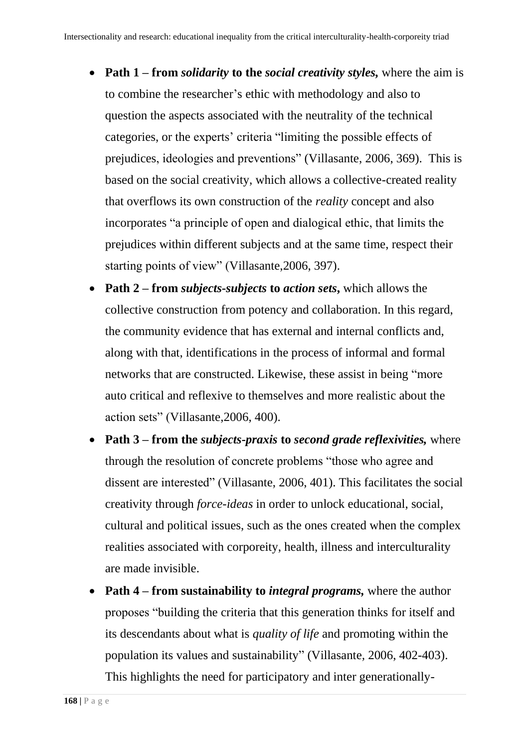- **Path 1 – from *solidarity* to the *social creativity styles*,** where the aim is to combine the researcher's ethic with methodology and also to question the aspects associated with the neutrality of the technical categories, or the experts' criteria "limiting the possible effects of prejudices, ideologies and preventions" (Villasante, 2006, 369). This is based on the social creativity, which allows a collective-created reality that overflows its own construction of the *reality* concept and also incorporates "a principle of open and dialogical ethic, that limits the prejudices within different subjects and at the same time, respect their starting points of view" (Villasante,2006, 397).
- **Path 2 – from *subjects-subjects* to *action sets*,** which allows the collective construction from potency and collaboration. In this regard, the community evidence that has external and internal conflicts and, along with that, identifications in the process of informal and formal networks that are constructed. Likewise, these assist in being "more auto critical and reflexive to themselves and more realistic about the action sets" (Villasante,2006, 400).
- **Path 3 – from the *subjects-praxis* to *second grade reflexivities*,** where through the resolution of concrete problems "those who agree and dissent are interested" (Villasante, 2006, 401). This facilitates the social creativity through *force-ideas* in order to unlock educational, social, cultural and political issues, such as the ones created when the complex realities associated with corporeity, health, illness and interculturality are made invisible.
- **Path 4 – from sustainability to *integral programs*,** where the author proposes "building the criteria that this generation thinks for itself and its descendants about what is *quality of life* and promoting within the population its values and sustainability" (Villasante, 2006, 402-403). This highlights the need for participatory and inter generationally-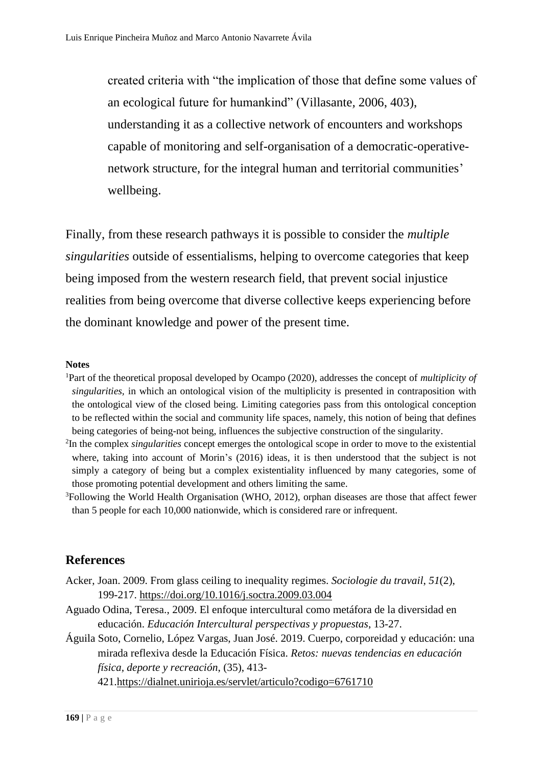> created criteria with "the implication of those that define some values of an ecological future for humankind" (Villasante, 2006, 403), understanding it as a collective network of encounters and workshops capable of monitoring and self-organisation of a democratic-operative-network structure, for the integral human and territorial communities' wellbeing.

Finally, from these research pathways it is possible to consider the *multiple singularities* outside of essentialisms, helping to overcome categories that keep being imposed from the western research field, that prevent social injustice realities from being overcome that diverse collective keeps experiencing before the dominant knowledge and power of the present time.

**Notes**

[1]Part of the theoretical proposal developed by Ocampo (2020), addresses the concept of *multiplicity of singularities*, in which an ontological vision of the multiplicity is presented in contraposition with the ontological view of the closed being. Limiting categories pass from this ontological conception to be reflected within the social and community life spaces, namely, this notion of being that defines being categories of being-not being, influences the subjective construction of the singularity.

[2]In the complex *singularities* concept emerges the ontological scope in order to move to the existential where, taking into account of Morin's (2016) ideas, it is then understood that the subject is not simply a category of being but a complex existentiality influenced by many categories, some of those promoting potential development and others limiting the same.

[3]Following the World Health Organisation (WHO, 2012), orphan diseases are those that affect fewer than 5 people for each 10,000 nationwide, which is considered rare or infrequent.

## References

Acker, Joan. 2009. From glass ceiling to inequality regimes. *Sociologie du travail*, *51*(2), 199-217. https://doi.org/10.1016/j.soctra.2009.03.004

Aguado Odina, Teresa., 2009. El enfoque intercultural como metáfora de la diversidad en educación. *Educación Intercultural perspectivas y propuestas*, 13-27.

Águila Soto, Cornelio, López Vargas, Juan José. 2019. Cuerpo, corporeidad y educación: una mirada reflexiva desde la Educación Física. *Retos: nuevas tendencias en educación física, deporte y recreación*, (35), 413-421.https://dialnet.unirioja.es/servlet/articulo?codigo=6761710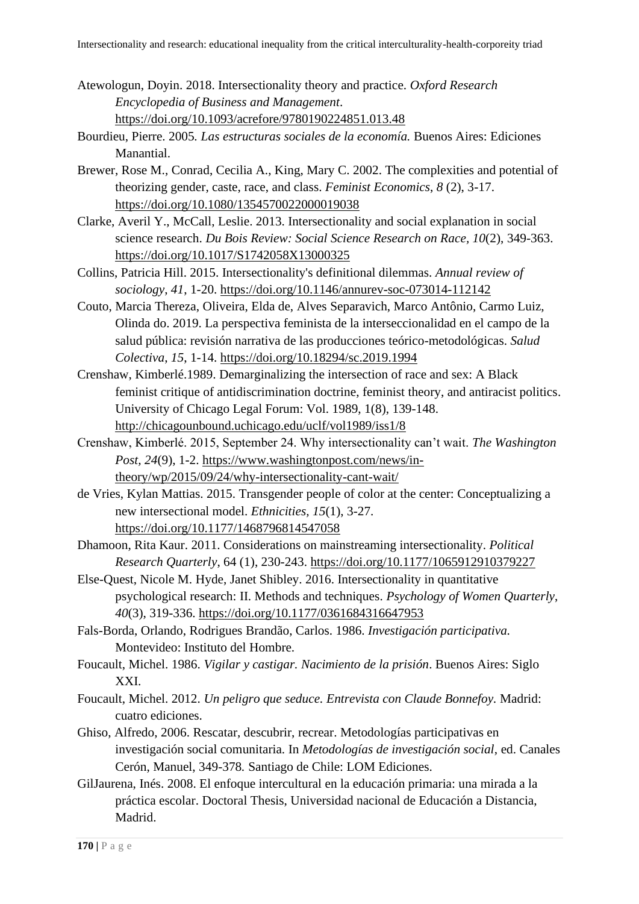Atewologun, Doyin. 2018. Intersectionality theory and practice. *Oxford Research Encyclopedia of Business and Management*. https://doi.org/10.1093/acrefore/9780190224851.013.48

Bourdieu, Pierre. 2005. *Las estructuras sociales de la economía.* Buenos Aires: Ediciones Manantial.

Brewer, Rose M., Conrad, Cecilia A., King, Mary C. 2002. The complexities and potential of theorizing gender, caste, race, and class. *Feminist Economics*, *8* (2), 3-17. https://doi.org/10.1080/1354570022000019038

Clarke, Averil Y., McCall, Leslie. 2013. Intersectionality and social explanation in social science research. *Du Bois Review: Social Science Research on Race, 10*(2), 349-363. https://doi.org/10.1017/S1742058X13000325

Collins, Patricia Hill. 2015. Intersectionality's definitional dilemmas. *Annual review of sociology*, *41*, 1-20. https://doi.org/10.1146/annurev-soc-073014-112142

Couto, Marcia Thereza, Oliveira, Elda de, Alves Separavich, Marco Antônio, Carmo Luiz, Olinda do. 2019. La perspectiva feminista de la interseccionalidad en el campo de la salud pública: revisión narrativa de las producciones teórico-metodológicas. *Salud Colectiva*, *15*, 1-14. https://doi.org/10.18294/sc.2019.1994

Crenshaw, Kimberlé.1989. Demarginalizing the intersection of race and sex: A Black feminist critique of antidiscrimination doctrine, feminist theory, and antiracist politics. University of Chicago Legal Forum: Vol. 1989, 1(8), 139-148. http://chicagounbound.uchicago.edu/uclf/vol1989/iss1/8

Crenshaw, Kimberlé. 2015, September 24. Why intersectionality can't wait. *The Washington Post, 24*(9), 1-2. https://www.washingtonpost.com/news/in-theory/wp/2015/09/24/why-intersectionality-cant-wait/

de Vries, Kylan Mattias. 2015. Transgender people of color at the center: Conceptualizing a new intersectional model. *Ethnicities, 15*(1), 3-27. https://doi.org/10.1177/1468796814547058

Dhamoon, Rita Kaur. 2011. Considerations on mainstreaming intersectionality. *Political Research Quarterly*, 64 (1), 230-243. https://doi.org/10.1177/1065912910379227

Else-Quest, Nicole M. Hyde, Janet Shibley. 2016. Intersectionality in quantitative psychological research: II. Methods and techniques. *Psychology of Women Quarterly*, *40*(3), 319-336. https://doi.org/10.1177/0361684316647953

Fals-Borda, Orlando, Rodrigues Brandão, Carlos. 1986. *Investigación participativa.* Montevideo: Instituto del Hombre.

Foucault, Michel. 1986. *Vigilar y castigar. Nacimiento de la prisión*. Buenos Aires: Siglo XXI.

Foucault, Michel. 2012. *Un peligro que seduce. Entrevista con Claude Bonnefoy.* Madrid: cuatro ediciones.

Ghiso, Alfredo, 2006. Rescatar, descubrir, recrear. Metodologías participativas en investigación social comunitaria. In *Metodologías de investigación social*, ed. Canales Cerón, Manuel, 349-378. Santiago de Chile: LOM Ediciones.

GilJaurena, Inés. 2008. El enfoque intercultural en la educación primaria: una mirada a la práctica escolar. Doctoral Thesis, Universidad nacional de Educación a Distancia, Madrid.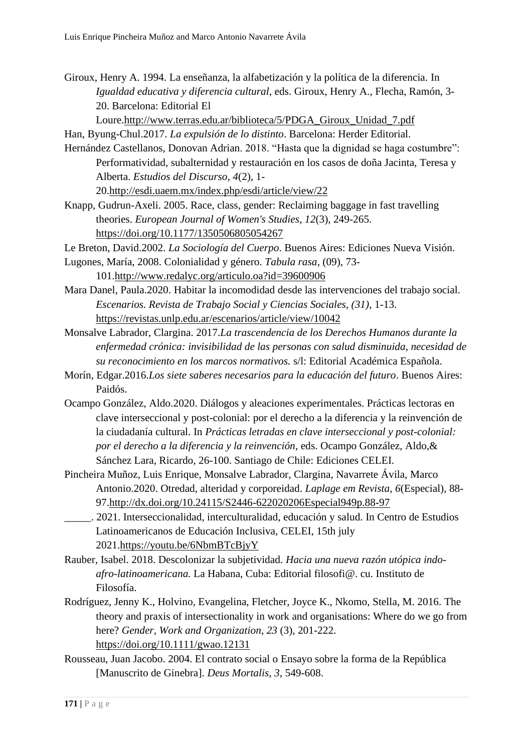Giroux, Henry A. 1994. La enseñanza, la alfabetización y la política de la diferencia. In *Igualdad educativa y diferencia cultural*, eds. Giroux, Henry A., Flecha, Ramón, 3-20. Barcelona: Editorial El Loure.http://www.terras.edu.ar/biblioteca/5/PDGA_Giroux_Unidad_7.pdf

Han, Byung-Chul.2017. *La expulsión de lo distinto*. Barcelona: Herder Editorial.

Hernández Castellanos, Donovan Adrian. 2018. "Hasta que la dignidad se haga costumbre": Performatividad, subalternidad y restauración en los casos de doña Jacinta, Teresa y Alberta. *Estudios del Discurso*, *4*(2), 1-20.http://esdi.uaem.mx/index.php/esdi/article/view/22

Knapp, Gudrun-Axeli. 2005. Race, class, gender: Reclaiming baggage in fast travelling theories. *European Journal of Women's Studies*, *12*(3), 249-265. https://doi.org/10.1177/1350506805054267

Le Breton, David.2002. *La Sociología del Cuerpo*. Buenos Aires: Ediciones Nueva Visión.

Lugones, María, 2008. Colonialidad y género. *Tabula rasa*, (09), 73-101.http://www.redalyc.org/articulo.oa?id=39600906

Mara Danel, Paula.2020. Habitar la incomodidad desde las intervenciones del trabajo social. *Escenarios. Revista de Trabajo Social y Ciencias Sociales, (31)*, 1-13. https://revistas.unlp.edu.ar/escenarios/article/view/10042

Monsalve Labrador, Clargina. 2017.*La trascendencia de los Derechos Humanos durante la enfermedad crónica: invisibilidad de las personas con salud disminuida, necesidad de su reconocimiento en los marcos normativos.* s/l: Editorial Académica Española.

Morín, Edgar.2016.*Los siete saberes necesarios para la educación del futuro*. Buenos Aires: Paidós.

Ocampo González, Aldo.2020. Diálogos y aleaciones experimentales. Prácticas lectoras en clave interseccional y post-colonial: por el derecho a la diferencia y la reinvención de la ciudadanía cultural. In *Prácticas letradas en clave interseccional y post-colonial: por el derecho a la diferencia y la reinvención*, eds. Ocampo González, Aldo,& Sánchez Lara, Ricardo, 26-100. Santiago de Chile: Ediciones CELEI.

Pincheira Muñoz, Luis Enrique, Monsalve Labrador, Clargina, Navarrete Ávila, Marco Antonio.2020. Otredad, alteridad y corporeidad. *Laplage em Revista*, *6*(Especial), 88-97.http://dx.doi.org/10.24115/S2446-622020206Especial949p.88-97

_____. 2021. Interseccionalidad, interculturalidad, educación y salud. In Centro de Estudios Latinoamericanos de Educación Inclusiva, CELEI, 15th july 2021.https://youtu.be/6NbmBTcBjyY

Rauber, Isabel. 2018. Descolonizar la subjetividad. *Hacia una nueva razón utópica indo-afro-latinoamericana.* La Habana, Cuba: Editorial filosofi@. cu. Instituto de Filosofía.

Rodríguez, Jenny K., Holvino, Evangelina, Fletcher, Joyce K., Nkomo, Stella, M. 2016. The theory and praxis of intersectionality in work and organisations: Where do we go from here? *Gender, Work and Organization*, *23* (3), 201-222. https://doi.org/10.1111/gwao.12131

Rousseau, Juan Jacobo. 2004. El contrato social o Ensayo sobre la forma de la República [Manuscrito de Ginebra]. *Deus Mortalis, 3,* 549-608.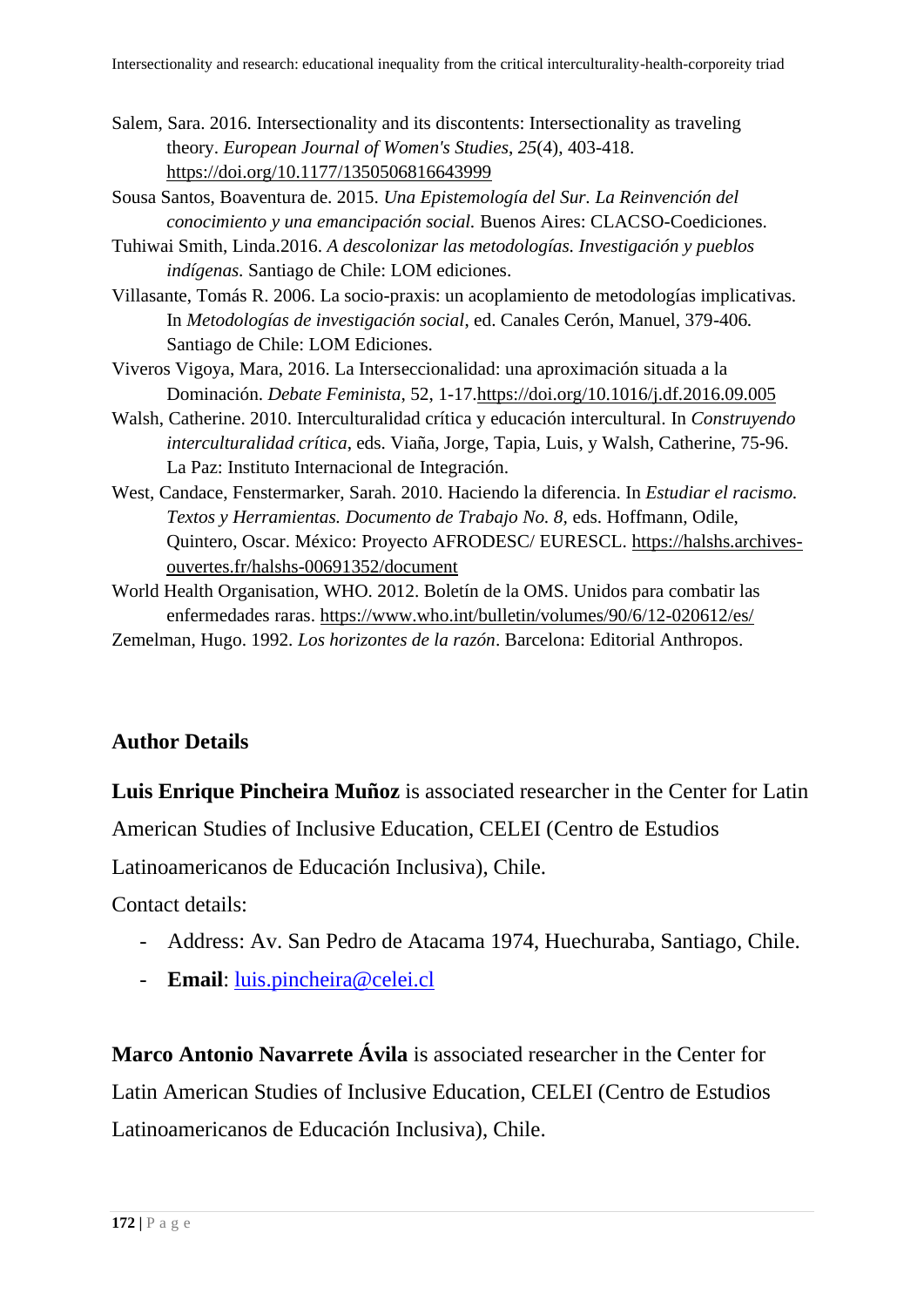Salem, Sara. 2016. Intersectionality and its discontents: Intersectionality as traveling theory. *European Journal of Women's Studies*, *25*(4), 403-418. https://doi.org/10.1177/1350506816643999

Sousa Santos, Boaventura de. 2015. *Una Epistemología del Sur. La Reinvención del conocimiento y una emancipación social.* Buenos Aires: CLACSO-Coediciones.

Tuhiwai Smith, Linda.2016. *A descolonizar las metodologías. Investigación y pueblos indígenas.* Santiago de Chile: LOM ediciones.

Villasante, Tomás R. 2006. La socio-praxis: un acoplamiento de metodologías implicativas. In *Metodologías de investigación social*, ed. Canales Cerón, Manuel, 379-406. Santiago de Chile: LOM Ediciones.

Viveros Vigoya, Mara, 2016. La Interseccionalidad: una aproximación situada a la Dominación. *Debate Feminista*, 52, 1-17.https://doi.org/10.1016/j.df.2016.09.005

Walsh, Catherine. 2010. Interculturalidad crítica y educación intercultural. In *Construyendo interculturalidad crítica*, eds. Viaña, Jorge, Tapia, Luis, y Walsh, Catherine, 75-96. La Paz: Instituto Internacional de Integración.

West, Candace, Fenstermarker, Sarah. 2010. Haciendo la diferencia. In *Estudiar el racismo. Textos y Herramientas. Documento de Trabajo No. 8*, eds. Hoffmann, Odile, Quintero, Oscar. México: Proyecto AFRODESC/ EURESCL. https://halshs.archives-ouvertes.fr/halshs-00691352/document

World Health Organisation, WHO. 2012. Boletín de la OMS. Unidos para combatir las enfermedades raras. https://www.who.int/bulletin/volumes/90/6/12-020612/es/

Zemelman, Hugo. 1992. *Los horizontes de la razón*. Barcelona: Editorial Anthropos.

## Author Details

**Luis Enrique Pincheira Muñoz** is associated researcher in the Center for Latin American Studies of Inclusive Education, CELEI (Centro de Estudios Latinoamericanos de Educación Inclusiva), Chile.

Contact details:

- Address: Av. San Pedro de Atacama 1974, Huechuraba, Santiago, Chile.
- **Email**: luis.pincheira@celei.cl

**Marco Antonio Navarrete Ávila** is associated researcher in the Center for Latin American Studies of Inclusive Education, CELEI (Centro de Estudios Latinoamericanos de Educación Inclusiva), Chile.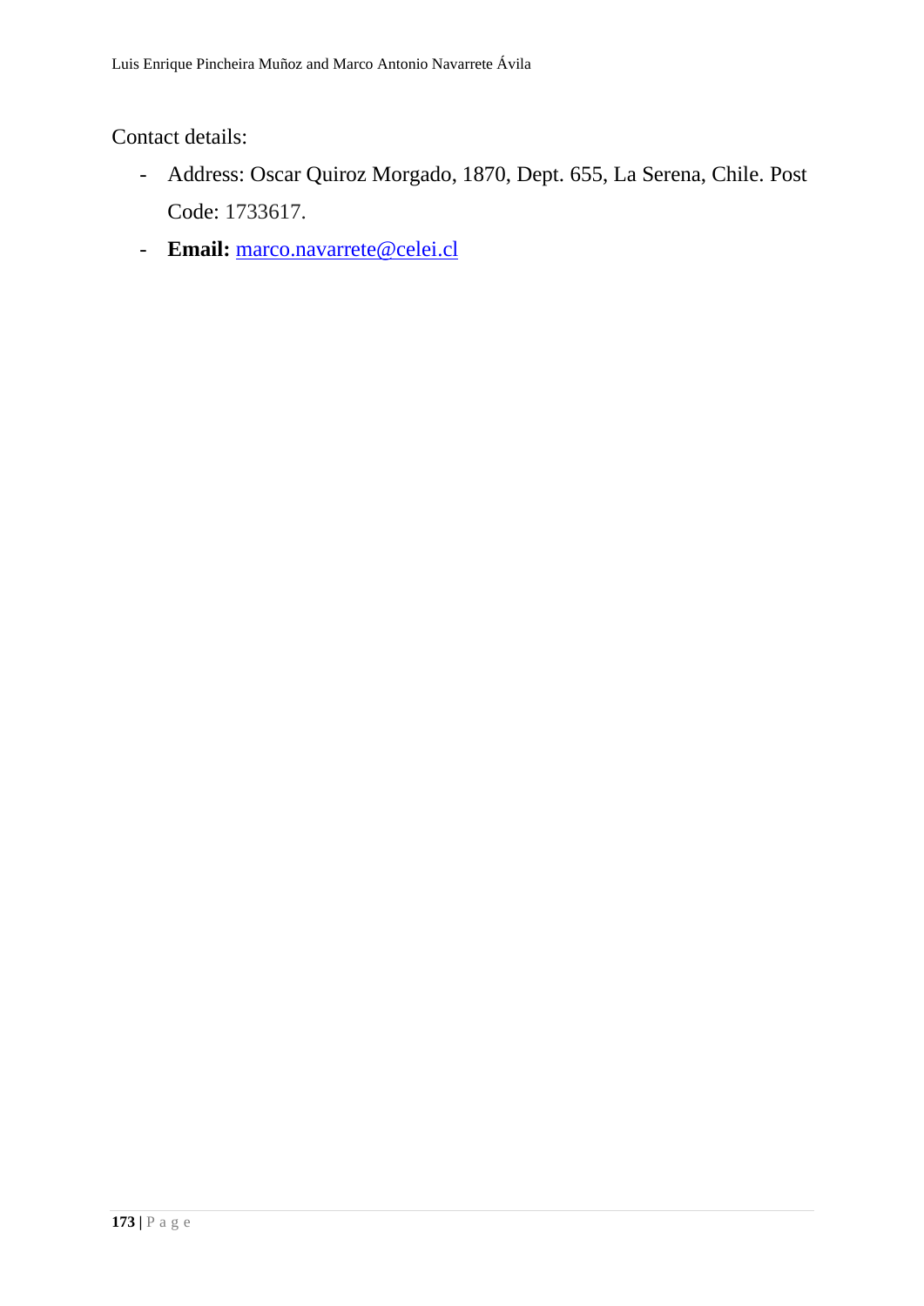Contact details:

- Address: Oscar Quiroz Morgado, 1870, Dept. 655, La Serena, Chile. Post Code: 1733617.
- **Email:** marco.navarrete@celei.cl